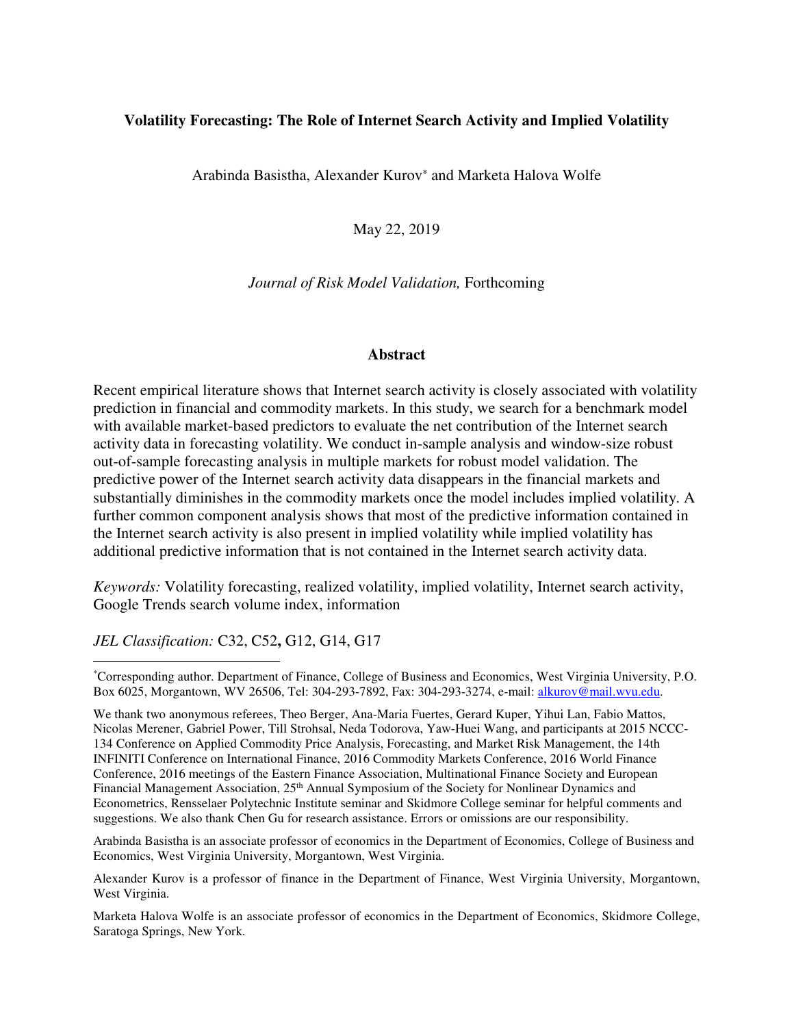# Volatility Forecasting: The Role of Internet Search Activity and Implied Volatility

Arabinda Basistha, Alexander Kurov* and Marketa Halova Wolfe

May 22, 2019

*Journal of Risk Model Validation,* Forthcoming

## Abstract

Recent empirical literature shows that Internet search activity is closely associated with volatility prediction in financial and commodity markets. In this study, we search for a benchmark model with available market-based predictors to evaluate the net contribution of the Internet search activity data in forecasting volatility. We conduct in-sample analysis and window-size robust out-of-sample forecasting analysis in multiple markets for robust model validation. The predictive power of the Internet search activity data disappears in the financial markets and substantially diminishes in the commodity markets once the model includes implied volatility. A further common component analysis shows that most of the predictive information contained in the Internet search activity is also present in implied volatility while implied volatility has additional predictive information that is not contained in the Internet search activity data.

*Keywords:* Volatility forecasting, realized volatility, implied volatility, Internet search activity, Google Trends search volume index, information

*JEL Classification:* C32, C52, G12, G14, G17

---

*Corresponding author. Department of Finance, College of Business and Economics, West Virginia University, P.O. Box 6025, Morgantown, WV 26506, Tel: 304-293-7892, Fax: 304-293-3274, e-mail: alkurov@mail.wvu.edu.

We thank two anonymous referees, Theo Berger, Ana-Maria Fuertes, Gerard Kuper, Yihui Lan, Fabio Mattos, Nicolas Merener, Gabriel Power, Till Strohsal, Neda Todorova, Yaw-Huei Wang, and participants at 2015 NCCC-134 Conference on Applied Commodity Price Analysis, Forecasting, and Market Risk Management, the 14th INFINITI Conference on International Finance, 2016 Commodity Markets Conference, 2016 World Finance Conference, 2016 meetings of the Eastern Finance Association, Multinational Finance Society and European Financial Management Association, 25th Annual Symposium of the Society for Nonlinear Dynamics and Econometrics, Rensselaer Polytechnic Institute seminar and Skidmore College seminar for helpful comments and suggestions. We also thank Chen Gu for research assistance. Errors or omissions are our responsibility.

Arabinda Basistha is an associate professor of economics in the Department of Economics, College of Business and Economics, West Virginia University, Morgantown, West Virginia.

Alexander Kurov is a professor of finance in the Department of Finance, West Virginia University, Morgantown, West Virginia.

Marketa Halova Wolfe is an associate professor of economics in the Department of Economics, Skidmore College, Saratoga Springs, New York.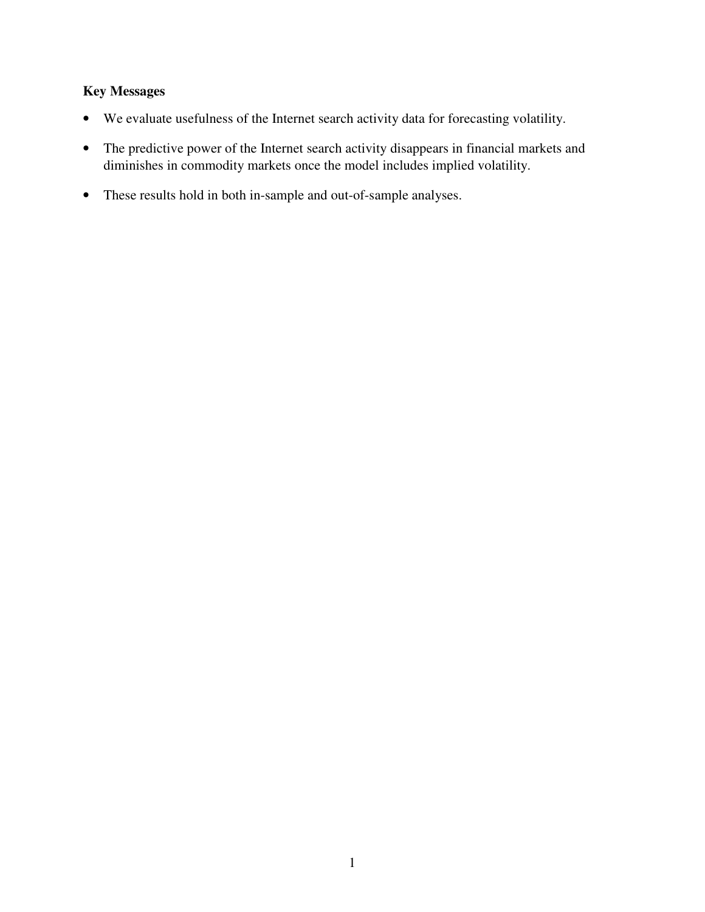**Key Messages**

- We evaluate usefulness of the Internet search activity data for forecasting volatility.
- The predictive power of the Internet search activity disappears in financial markets and diminishes in commodity markets once the model includes implied volatility.
- These results hold in both in-sample and out-of-sample analyses.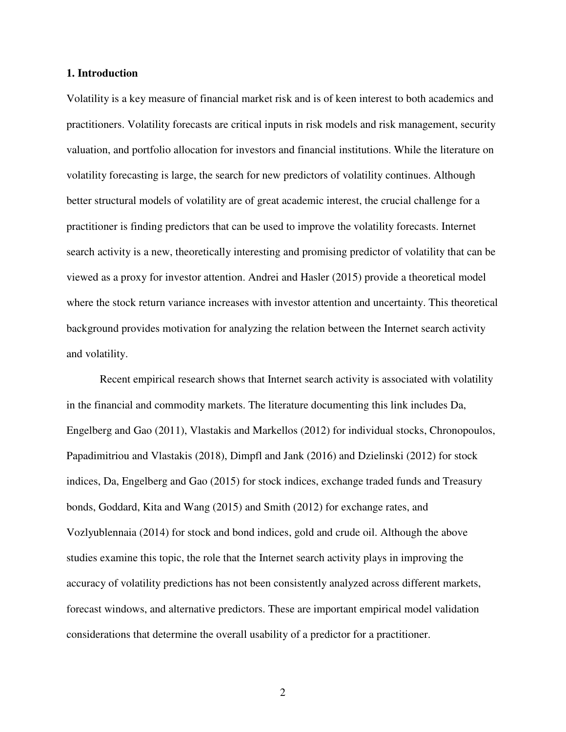# 1. Introduction

Volatility is a key measure of financial market risk and is of keen interest to both academics and practitioners. Volatility forecasts are critical inputs in risk models and risk management, security valuation, and portfolio allocation for investors and financial institutions. While the literature on volatility forecasting is large, the search for new predictors of volatility continues. Although better structural models of volatility are of great academic interest, the crucial challenge for a practitioner is finding predictors that can be used to improve the volatility forecasts. Internet search activity is a new, theoretically interesting and promising predictor of volatility that can be viewed as a proxy for investor attention. Andrei and Hasler (2015) provide a theoretical model where the stock return variance increases with investor attention and uncertainty. This theoretical background provides motivation for analyzing the relation between the Internet search activity and volatility.

Recent empirical research shows that Internet search activity is associated with volatility in the financial and commodity markets. The literature documenting this link includes Da, Engelberg and Gao (2011), Vlastakis and Markellos (2012) for individual stocks, Chronopoulos, Papadimitriou and Vlastakis (2018), Dimpfl and Jank (2016) and Dzielinski (2012) for stock indices, Da, Engelberg and Gao (2015) for stock indices, exchange traded funds and Treasury bonds, Goddard, Kita and Wang (2015) and Smith (2012) for exchange rates, and Vozlyublennaia (2014) for stock and bond indices, gold and crude oil. Although the above studies examine this topic, the role that the Internet search activity plays in improving the accuracy of volatility predictions has not been consistently analyzed across different markets, forecast windows, and alternative predictors. These are important empirical model validation considerations that determine the overall usability of a predictor for a practitioner.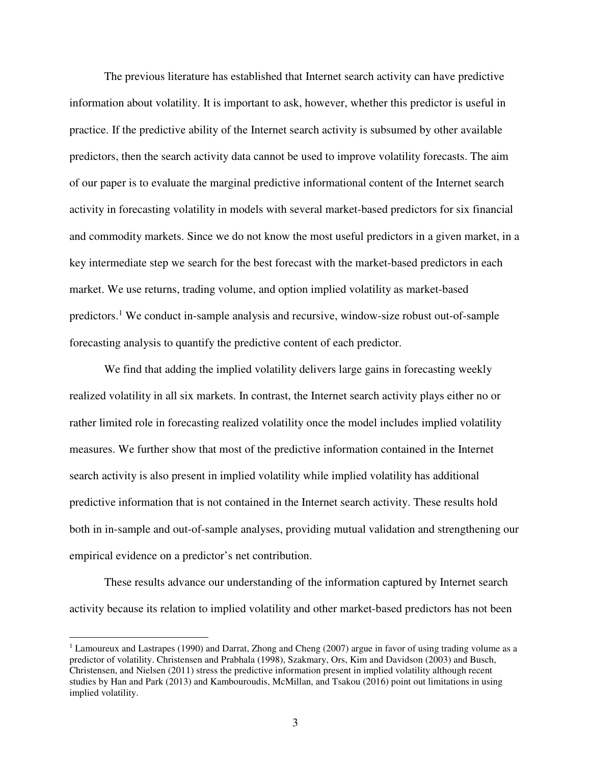The previous literature has established that Internet search activity can have predictive information about volatility. It is important to ask, however, whether this predictor is useful in practice. If the predictive ability of the Internet search activity is subsumed by other available predictors, then the search activity data cannot be used to improve volatility forecasts. The aim of our paper is to evaluate the marginal predictive informational content of the Internet search activity in forecasting volatility in models with several market-based predictors for six financial and commodity markets. Since we do not know the most useful predictors in a given market, in a key intermediate step we search for the best forecast with the market-based predictors in each market. We use returns, trading volume, and option implied volatility as market-based predictors.[1] We conduct in-sample analysis and recursive, window-size robust out-of-sample forecasting analysis to quantify the predictive content of each predictor.

We find that adding the implied volatility delivers large gains in forecasting weekly realized volatility in all six markets. In contrast, the Internet search activity plays either no or rather limited role in forecasting realized volatility once the model includes implied volatility measures. We further show that most of the predictive information contained in the Internet search activity is also present in implied volatility while implied volatility has additional predictive information that is not contained in the Internet search activity. These results hold both in in-sample and out-of-sample analyses, providing mutual validation and strengthening our empirical evidence on a predictor's net contribution.

These results advance our understanding of the information captured by Internet search activity because its relation to implied volatility and other market-based predictors has not been

[1] Lamoureux and Lastrapes (1990) and Darrat, Zhong and Cheng (2007) argue in favor of using trading volume as a predictor of volatility. Christensen and Prabhala (1998), Szakmary, Ors, Kim and Davidson (2003) and Busch, Christensen, and Nielsen (2011) stress the predictive information present in implied volatility although recent studies by Han and Park (2013) and Kambouroudis, McMillan, and Tsakou (2016) point out limitations in using implied volatility.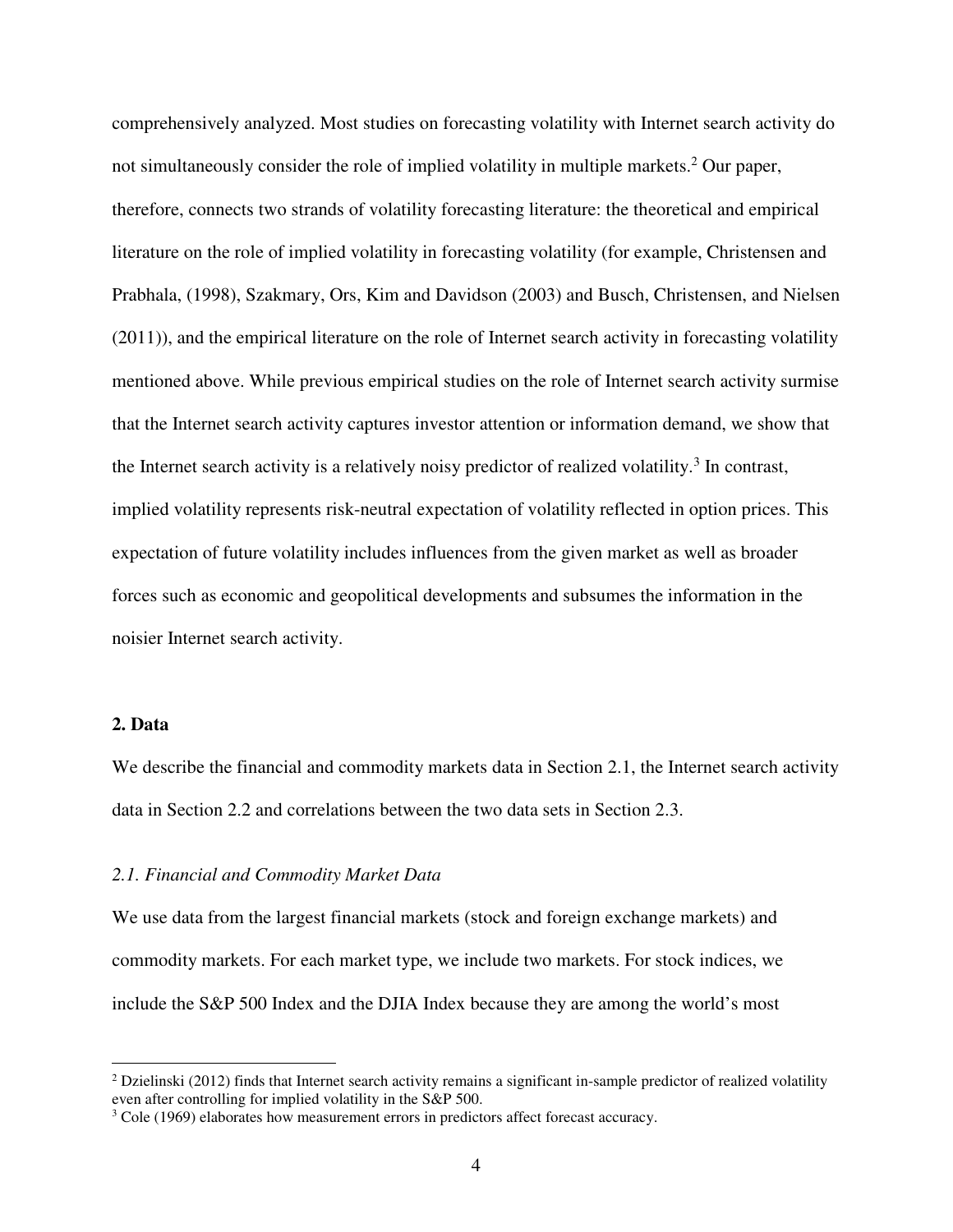comprehensively analyzed. Most studies on forecasting volatility with Internet search activity do not simultaneously consider the role of implied volatility in multiple markets.[2] Our paper, therefore, connects two strands of volatility forecasting literature: the theoretical and empirical literature on the role of implied volatility in forecasting volatility (for example, Christensen and Prabhala, (1998), Szakmary, Ors, Kim and Davidson (2003) and Busch, Christensen, and Nielsen (2011)), and the empirical literature on the role of Internet search activity in forecasting volatility mentioned above. While previous empirical studies on the role of Internet search activity surmise that the Internet search activity captures investor attention or information demand, we show that the Internet search activity is a relatively noisy predictor of realized volatility.[3] In contrast, implied volatility represents risk-neutral expectation of volatility reflected in option prices. This expectation of future volatility includes influences from the given market as well as broader forces such as economic and geopolitical developments and subsumes the information in the noisier Internet search activity.

## 2. Data

We describe the financial and commodity markets data in Section 2.1, the Internet search activity data in Section 2.2 and correlations between the two data sets in Section 2.3.

### *2.1. Financial and Commodity Market Data*

We use data from the largest financial markets (stock and foreign exchange markets) and commodity markets. For each market type, we include two markets. For stock indices, we include the S&P 500 Index and the DJIA Index because they are among the world's most

---

[2] Dzielinski (2012) finds that Internet search activity remains a significant in-sample predictor of realized volatility even after controlling for implied volatility in the S&P 500.

[3] Cole (1969) elaborates how measurement errors in predictors affect forecast accuracy.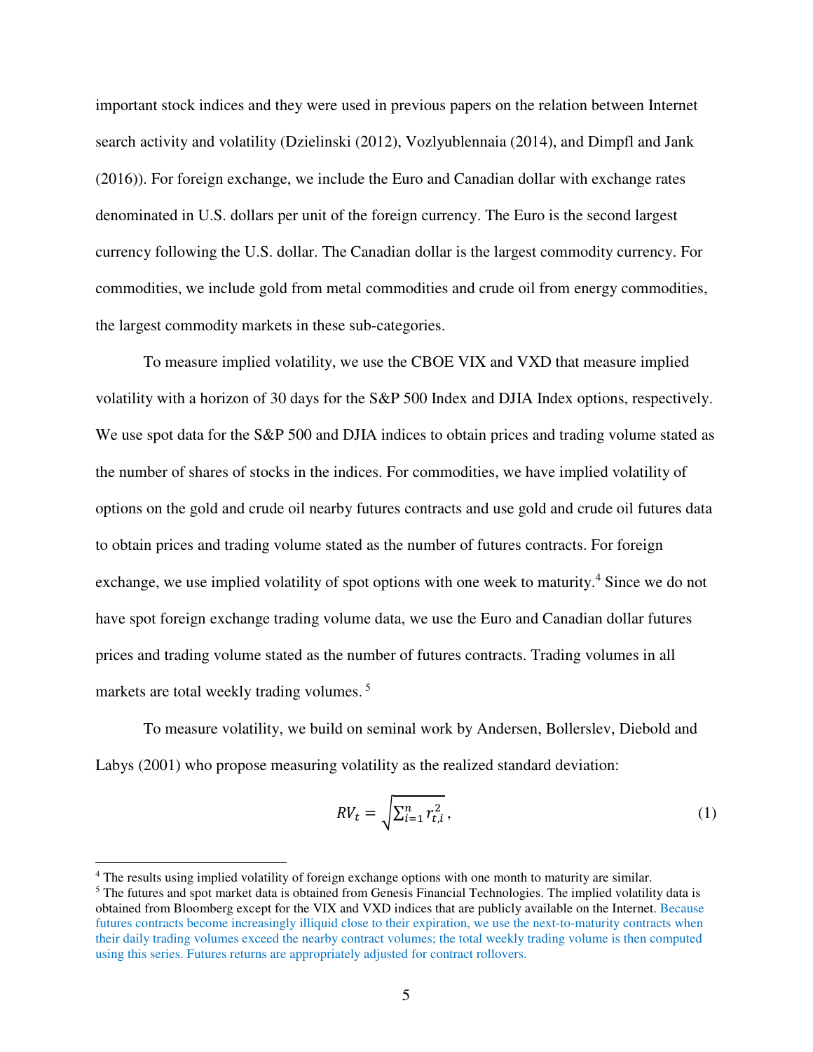important stock indices and they were used in previous papers on the relation between Internet search activity and volatility (Dzielinski (2012), Vozlyublennaia (2014), and Dimpfl and Jank (2016)). For foreign exchange, we include the Euro and Canadian dollar with exchange rates denominated in U.S. dollars per unit of the foreign currency. The Euro is the second largest currency following the U.S. dollar. The Canadian dollar is the largest commodity currency. For commodities, we include gold from metal commodities and crude oil from energy commodities, the largest commodity markets in these sub-categories.

To measure implied volatility, we use the CBOE VIX and VXD that measure implied volatility with a horizon of 30 days for the S&P 500 Index and DJIA Index options, respectively. We use spot data for the S&P 500 and DJIA indices to obtain prices and trading volume stated as the number of shares of stocks in the indices. For commodities, we have implied volatility of options on the gold and crude oil nearby futures contracts and use gold and crude oil futures data to obtain prices and trading volume stated as the number of futures contracts. For foreign exchange, we use implied volatility of spot options with one week to maturity.[4] Since we do not have spot foreign exchange trading volume data, we use the Euro and Canadian dollar futures prices and trading volume stated as the number of futures contracts. Trading volumes in all markets are total weekly trading volumes.[5]

To measure volatility, we build on seminal work by Andersen, Bollerslev, Diebold and Labys (2001) who propose measuring volatility as the realized standard deviation:

$$RV_t = \sqrt{\sum_{i=1}^{n} r_{t,i}^2}\,, \tag{1}$$

[4] The results using implied volatility of foreign exchange options with one month to maturity are similar.

[5] The futures and spot market data is obtained from Genesis Financial Technologies. The implied volatility data is obtained from Bloomberg except for the VIX and VXD indices that are publicly available on the Internet. Because futures contracts become increasingly illiquid close to their expiration, we use the next-to-maturity contracts when their daily trading volumes exceed the nearby contract volumes; the total weekly trading volume is then computed using this series. Futures returns are appropriately adjusted for contract rollovers.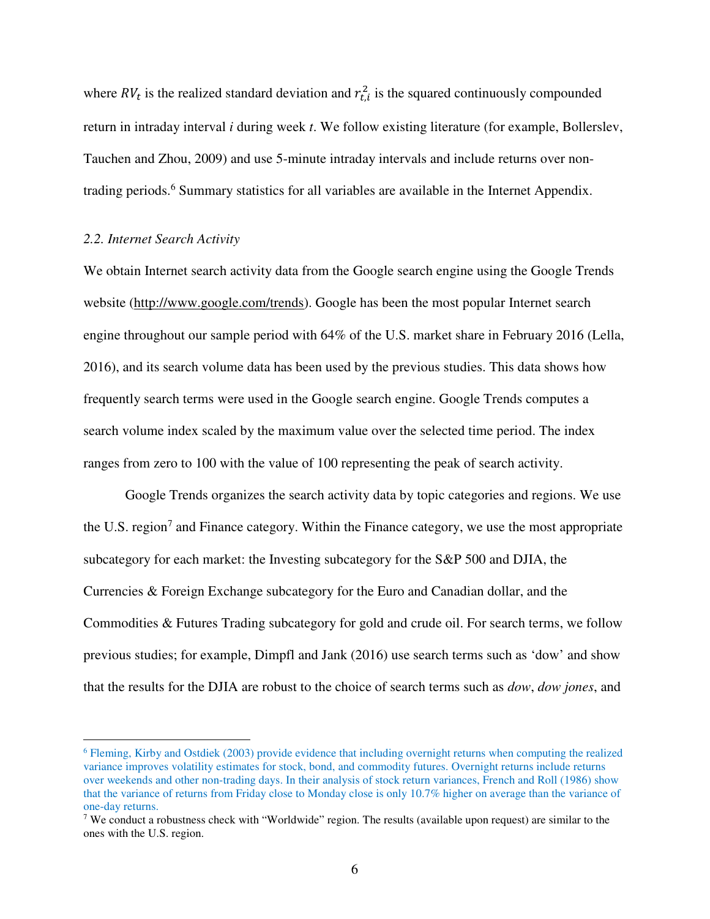where $RV_t$ is the realized standard deviation and $r_{t,i}^2$ is the squared continuously compounded return in intraday interval *i* during week *t*. We follow existing literature (for example, Bollerslev, Tauchen and Zhou, 2009) and use 5-minute intraday intervals and include returns over non-trading periods.[6] Summary statistics for all variables are available in the Internet Appendix.

### *2.2. Internet Search Activity*

We obtain Internet search activity data from the Google search engine using the Google Trends website (http://www.google.com/trends). Google has been the most popular Internet search engine throughout our sample period with 64% of the U.S. market share in February 2016 (Lella, 2016), and its search volume data has been used by the previous studies. This data shows how frequently search terms were used in the Google search engine. Google Trends computes a search volume index scaled by the maximum value over the selected time period. The index ranges from zero to 100 with the value of 100 representing the peak of search activity.

Google Trends organizes the search activity data by topic categories and regions. We use the U.S. region[7] and Finance category. Within the Finance category, we use the most appropriate subcategory for each market: the Investing subcategory for the S&P 500 and DJIA, the Currencies & Foreign Exchange subcategory for the Euro and Canadian dollar, and the Commodities & Futures Trading subcategory for gold and crude oil. For search terms, we follow previous studies; for example, Dimpfl and Jank (2016) use search terms such as 'dow' and show that the results for the DJIA are robust to the choice of search terms such as *dow*, *dow jones*, and

---

[6] Fleming, Kirby and Ostdiek (2003) provide evidence that including overnight returns when computing the realized variance improves volatility estimates for stock, bond, and commodity futures. Overnight returns include returns over weekends and other non-trading days. In their analysis of stock return variances, French and Roll (1986) show that the variance of returns from Friday close to Monday close is only 10.7% higher on average than the variance of one-day returns.

[7] We conduct a robustness check with "Worldwide" region. The results (available upon request) are similar to the ones with the U.S. region.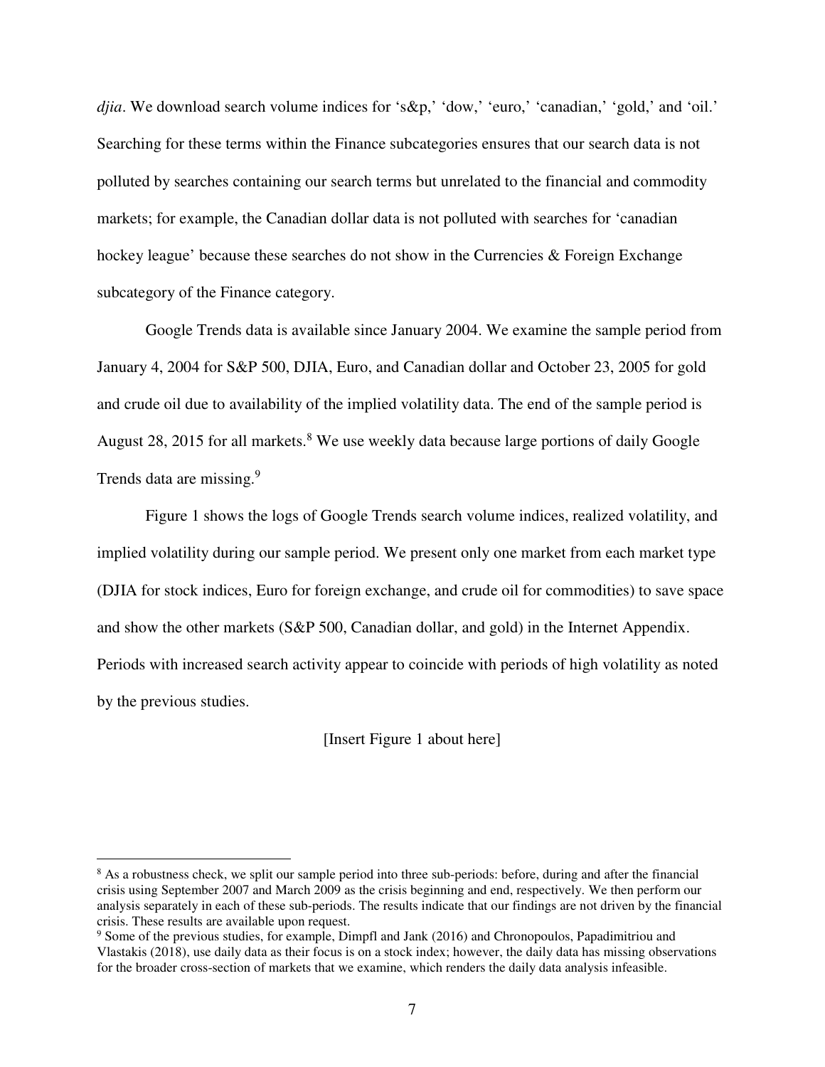*djia*. We download search volume indices for 's&p,' 'dow,' 'euro,' 'canadian,' 'gold,' and 'oil.' Searching for these terms within the Finance subcategories ensures that our search data is not polluted by searches containing our search terms but unrelated to the financial and commodity markets; for example, the Canadian dollar data is not polluted with searches for 'canadian hockey league' because these searches do not show in the Currencies & Foreign Exchange subcategory of the Finance category.

Google Trends data is available since January 2004. We examine the sample period from January 4, 2004 for S&P 500, DJIA, Euro, and Canadian dollar and October 23, 2005 for gold and crude oil due to availability of the implied volatility data. The end of the sample period is August 28, 2015 for all markets.[8] We use weekly data because large portions of daily Google Trends data are missing.[9]

Figure 1 shows the logs of Google Trends search volume indices, realized volatility, and implied volatility during our sample period. We present only one market from each market type (DJIA for stock indices, Euro for foreign exchange, and crude oil for commodities) to save space and show the other markets (S&P 500, Canadian dollar, and gold) in the Internet Appendix. Periods with increased search activity appear to coincide with periods of high volatility as noted by the previous studies.

[Insert Figure 1 about here]

---

[8] As a robustness check, we split our sample period into three sub-periods: before, during and after the financial crisis using September 2007 and March 2009 as the crisis beginning and end, respectively. We then perform our analysis separately in each of these sub-periods. The results indicate that our findings are not driven by the financial crisis. These results are available upon request.

[9] Some of the previous studies, for example, Dimpfl and Jank (2016) and Chronopoulos, Papadimitriou and Vlastakis (2018), use daily data as their focus is on a stock index; however, the daily data has missing observations for the broader cross-section of markets that we examine, which renders the daily data analysis infeasible.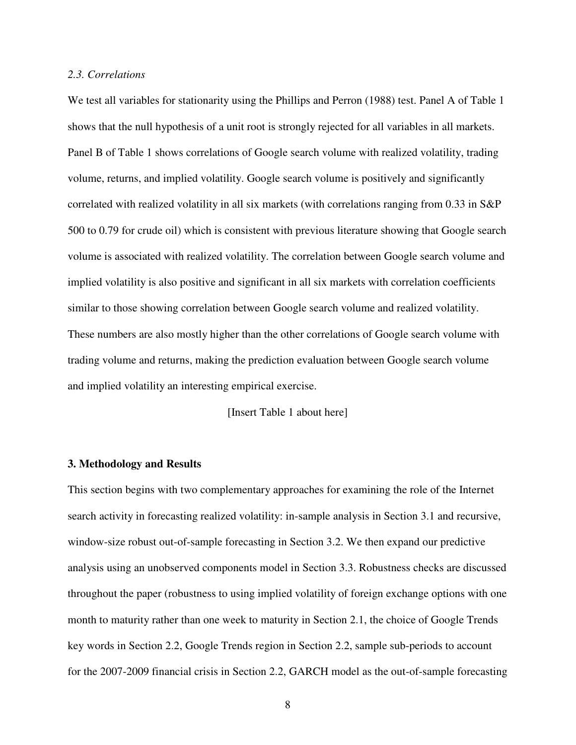### *2.3. Correlations*

We test all variables for stationarity using the Phillips and Perron (1988) test. Panel A of Table 1 shows that the null hypothesis of a unit root is strongly rejected for all variables in all markets. Panel B of Table 1 shows correlations of Google search volume with realized volatility, trading volume, returns, and implied volatility. Google search volume is positively and significantly correlated with realized volatility in all six markets (with correlations ranging from 0.33 in S&P 500 to 0.79 for crude oil) which is consistent with previous literature showing that Google search volume is associated with realized volatility. The correlation between Google search volume and implied volatility is also positive and significant in all six markets with correlation coefficients similar to those showing correlation between Google search volume and realized volatility. These numbers are also mostly higher than the other correlations of Google search volume with trading volume and returns, making the prediction evaluation between Google search volume and implied volatility an interesting empirical exercise.

[Insert Table 1 about here]

## 3. Methodology and Results

This section begins with two complementary approaches for examining the role of the Internet search activity in forecasting realized volatility: in-sample analysis in Section 3.1 and recursive, window-size robust out-of-sample forecasting in Section 3.2. We then expand our predictive analysis using an unobserved components model in Section 3.3. Robustness checks are discussed throughout the paper (robustness to using implied volatility of foreign exchange options with one month to maturity rather than one week to maturity in Section 2.1, the choice of Google Trends key words in Section 2.2, Google Trends region in Section 2.2, sample sub-periods to account for the 2007-2009 financial crisis in Section 2.2, GARCH model as the out-of-sample forecasting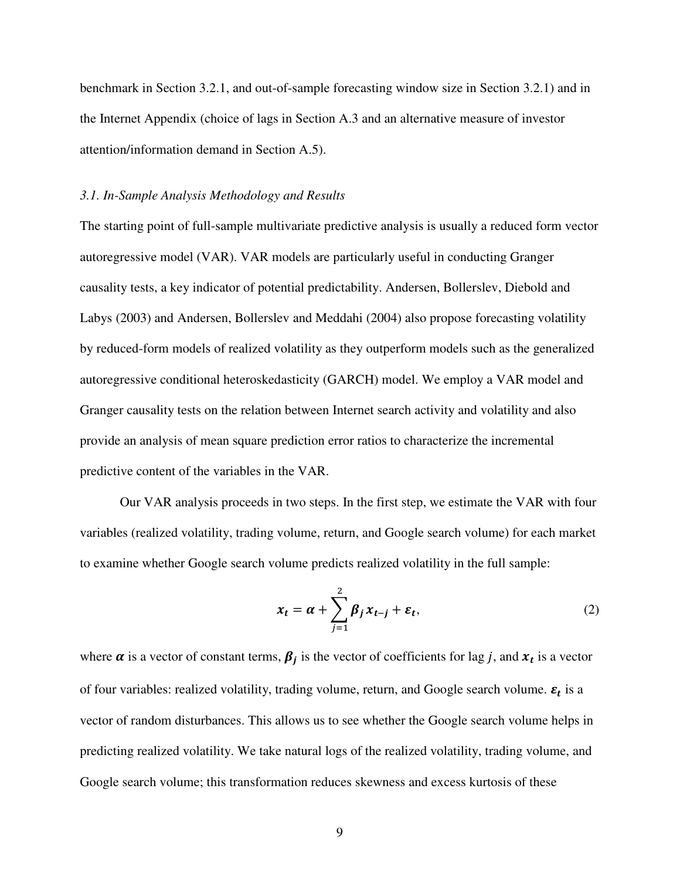benchmark in Section 3.2.1, and out-of-sample forecasting window size in Section 3.2.1) and in the Internet Appendix (choice of lags in Section A.3 and an alternative measure of investor attention/information demand in Section A.5).

### *3.1. In-Sample Analysis Methodology and Results*

The starting point of full-sample multivariate predictive analysis is usually a reduced form vector autoregressive model (VAR). VAR models are particularly useful in conducting Granger causality tests, a key indicator of potential predictability. Andersen, Bollerslev, Diebold and Labys (2003) and Andersen, Bollerslev and Meddahi (2004) also propose forecasting volatility by reduced-form models of realized volatility as they outperform models such as the generalized autoregressive conditional heteroskedasticity (GARCH) model. We employ a VAR model and Granger causality tests on the relation between Internet search activity and volatility and also provide an analysis of mean square prediction error ratios to characterize the incremental predictive content of the variables in the VAR.

Our VAR analysis proceeds in two steps. In the first step, we estimate the VAR with four variables (realized volatility, trading volume, return, and Google search volume) for each market to examine whether Google search volume predicts realized volatility in the full sample:

$$\boldsymbol{x_t} = \boldsymbol{\alpha} + \sum_{j=1}^{2} \boldsymbol{\beta_j} \boldsymbol{x_{t-j}} + \boldsymbol{\varepsilon_t}, \tag{2}$$

where $\boldsymbol{\alpha}$ is a vector of constant terms, $\boldsymbol{\beta_j}$ is the vector of coefficients for lag $j$, and $\boldsymbol{x_t}$ is a vector of four variables: realized volatility, trading volume, return, and Google search volume. $\boldsymbol{\varepsilon_t}$ is a vector of random disturbances. This allows us to see whether the Google search volume helps in predicting realized volatility. We take natural logs of the realized volatility, trading volume, and Google search volume; this transformation reduces skewness and excess kurtosis of these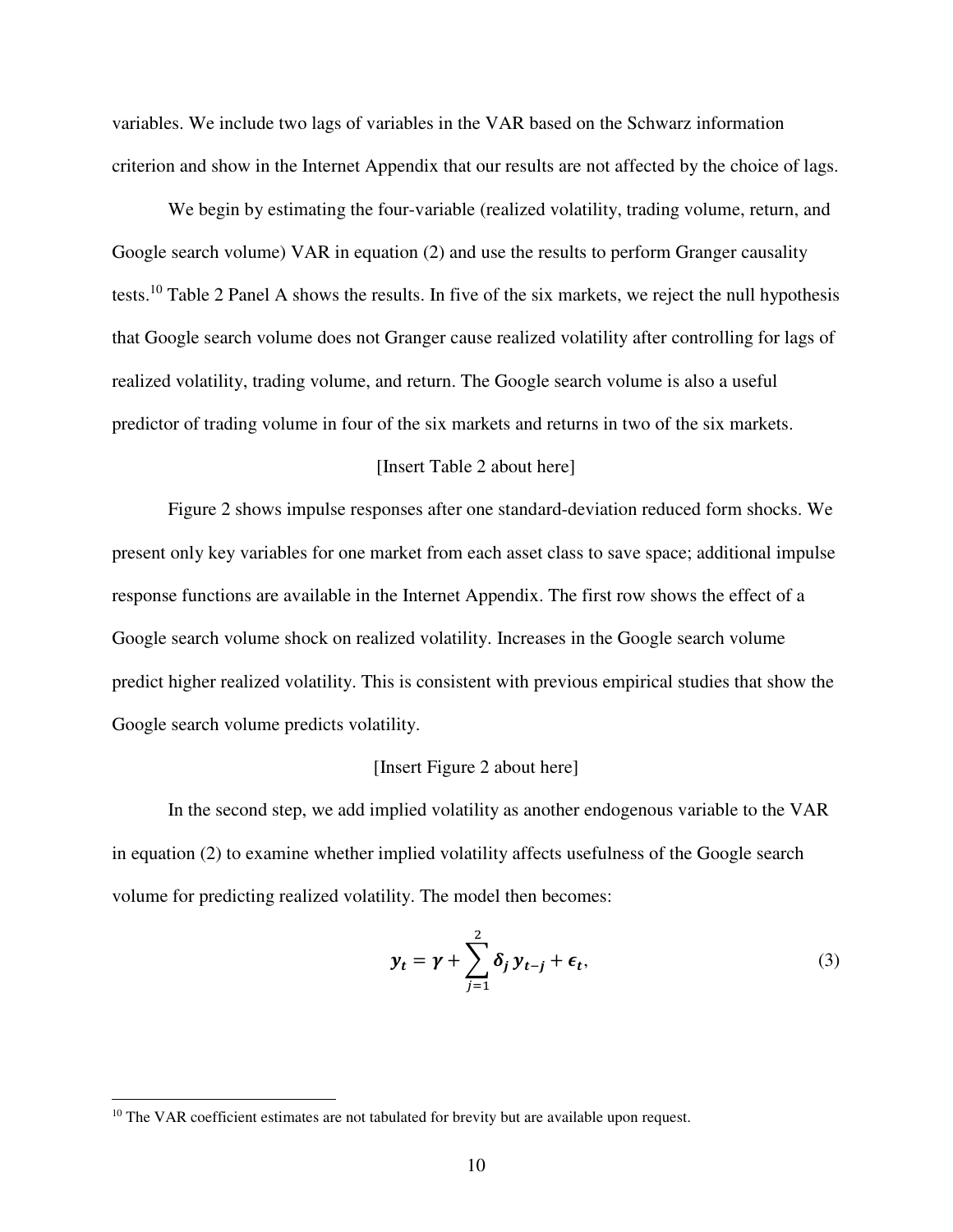variables. We include two lags of variables in the VAR based on the Schwarz information criterion and show in the Internet Appendix that our results are not affected by the choice of lags.

We begin by estimating the four-variable (realized volatility, trading volume, return, and Google search volume) VAR in equation (2) and use the results to perform Granger causality tests.[10] Table 2 Panel A shows the results. In five of the six markets, we reject the null hypothesis that Google search volume does not Granger cause realized volatility after controlling for lags of realized volatility, trading volume, and return. The Google search volume is also a useful predictor of trading volume in four of the six markets and returns in two of the six markets.

[Insert Table 2 about here]

Figure 2 shows impulse responses after one standard-deviation reduced form shocks. We present only key variables for one market from each asset class to save space; additional impulse response functions are available in the Internet Appendix. The first row shows the effect of a Google search volume shock on realized volatility. Increases in the Google search volume predict higher realized volatility. This is consistent with previous empirical studies that show the Google search volume predicts volatility.

[Insert Figure 2 about here]

In the second step, we add implied volatility as another endogenous variable to the VAR in equation (2) to examine whether implied volatility affects usefulness of the Google search volume for predicting realized volatility. The model then becomes:

$$\boldsymbol{y_t} = \boldsymbol{\gamma} + \sum_{j=1}^{2} \boldsymbol{\delta_j}\, \boldsymbol{y_{t-j}} + \boldsymbol{\epsilon_t}, \tag{3}$$

[10] The VAR coefficient estimates are not tabulated for brevity but are available upon request.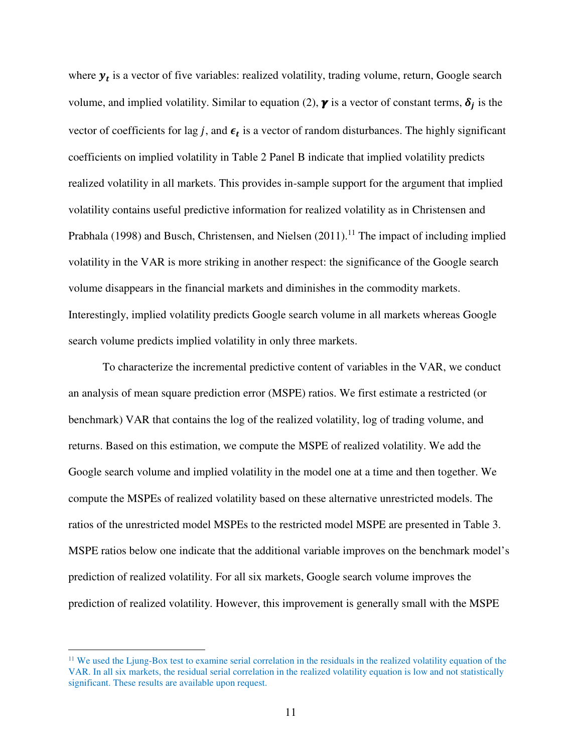where $\boldsymbol{y_t}$ is a vector of five variables: realized volatility, trading volume, return, Google search volume, and implied volatility. Similar to equation (2), $\boldsymbol{\gamma}$ is a vector of constant terms, $\boldsymbol{\delta_j}$ is the vector of coefficients for lag $j$, and $\boldsymbol{\epsilon_t}$ is a vector of random disturbances. The highly significant coefficients on implied volatility in Table 2 Panel B indicate that implied volatility predicts realized volatility in all markets. This provides in-sample support for the argument that implied volatility contains useful predictive information for realized volatility as in Christensen and Prabhala (1998) and Busch, Christensen, and Nielsen (2011).[11] The impact of including implied volatility in the VAR is more striking in another respect: the significance of the Google search volume disappears in the financial markets and diminishes in the commodity markets. Interestingly, implied volatility predicts Google search volume in all markets whereas Google search volume predicts implied volatility in only three markets.

To characterize the incremental predictive content of variables in the VAR, we conduct an analysis of mean square prediction error (MSPE) ratios. We first estimate a restricted (or benchmark) VAR that contains the log of the realized volatility, log of trading volume, and returns. Based on this estimation, we compute the MSPE of realized volatility. We add the Google search volume and implied volatility in the model one at a time and then together. We compute the MSPEs of realized volatility based on these alternative unrestricted models. The ratios of the unrestricted model MSPEs to the restricted model MSPE are presented in Table 3. MSPE ratios below one indicate that the additional variable improves on the benchmark model's prediction of realized volatility. For all six markets, Google search volume improves the prediction of realized volatility. However, this improvement is generally small with the MSPE

[11] We used the Ljung-Box test to examine serial correlation in the residuals in the realized volatility equation of the VAR. In all six markets, the residual serial correlation in the realized volatility equation is low and not statistically significant. These results are available upon request.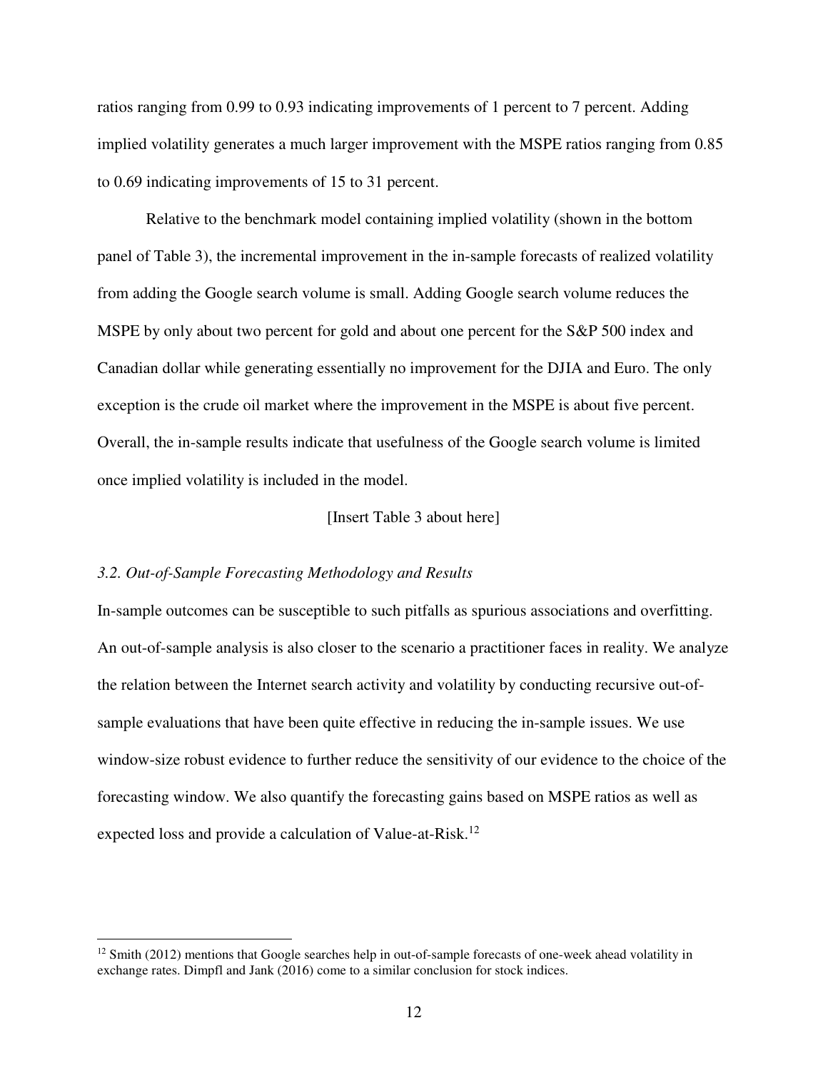ratios ranging from 0.99 to 0.93 indicating improvements of 1 percent to 7 percent. Adding implied volatility generates a much larger improvement with the MSPE ratios ranging from 0.85 to 0.69 indicating improvements of 15 to 31 percent.

Relative to the benchmark model containing implied volatility (shown in the bottom panel of Table 3), the incremental improvement in the in-sample forecasts of realized volatility from adding the Google search volume is small. Adding Google search volume reduces the MSPE by only about two percent for gold and about one percent for the S&P 500 index and Canadian dollar while generating essentially no improvement for the DJIA and Euro. The only exception is the crude oil market where the improvement in the MSPE is about five percent. Overall, the in-sample results indicate that usefulness of the Google search volume is limited once implied volatility is included in the model.

[Insert Table 3 about here]

### *3.2. Out-of-Sample Forecasting Methodology and Results*

In-sample outcomes can be susceptible to such pitfalls as spurious associations and overfitting. An out-of-sample analysis is also closer to the scenario a practitioner faces in reality. We analyze the relation between the Internet search activity and volatility by conducting recursive out-of-sample evaluations that have been quite effective in reducing the in-sample issues. We use window-size robust evidence to further reduce the sensitivity of our evidence to the choice of the forecasting window. We also quantify the forecasting gains based on MSPE ratios as well as expected loss and provide a calculation of Value-at-Risk.[12]

[12] Smith (2012) mentions that Google searches help in out-of-sample forecasts of one-week ahead volatility in exchange rates. Dimpfl and Jank (2016) come to a similar conclusion for stock indices.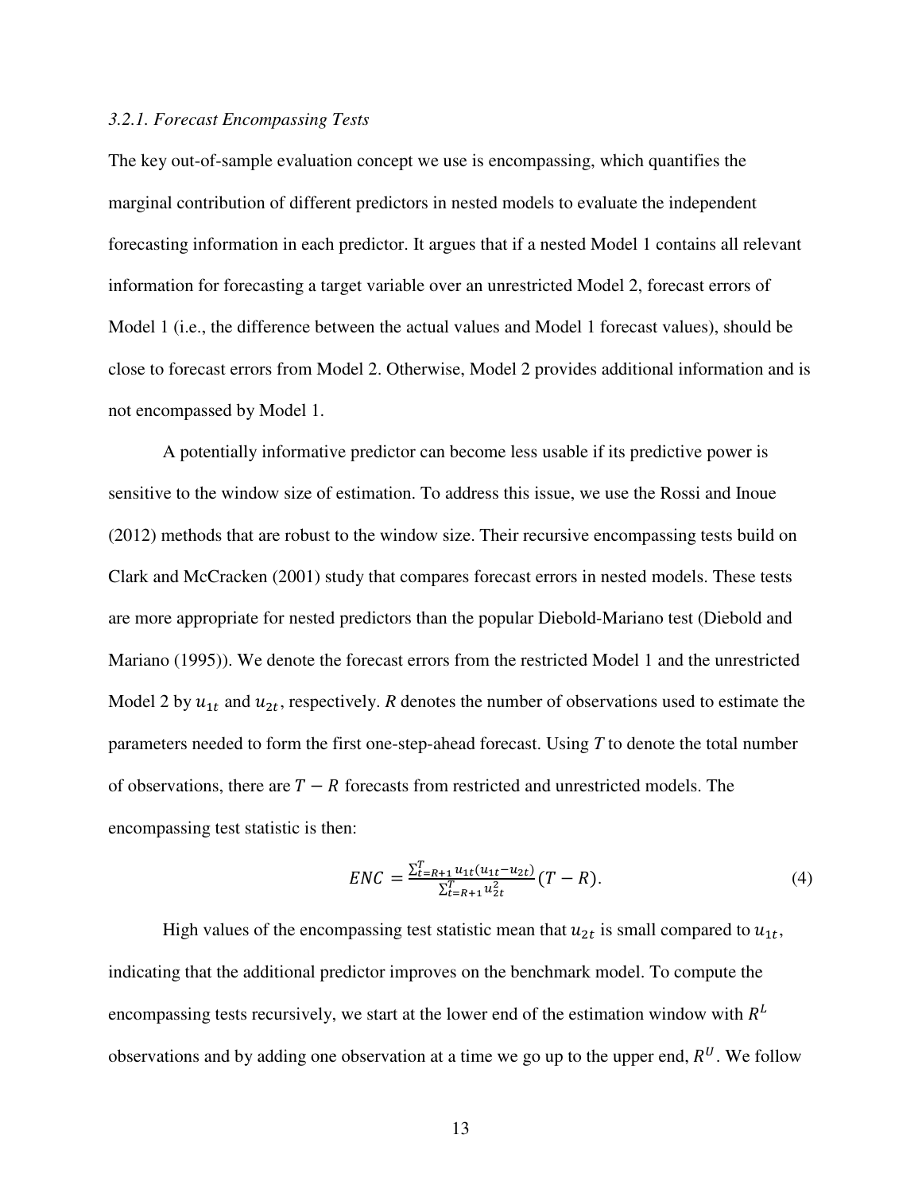### *3.2.1. Forecast Encompassing Tests*

The key out-of-sample evaluation concept we use is encompassing, which quantifies the marginal contribution of different predictors in nested models to evaluate the independent forecasting information in each predictor. It argues that if a nested Model 1 contains all relevant information for forecasting a target variable over an unrestricted Model 2, forecast errors of Model 1 (i.e., the difference between the actual values and Model 1 forecast values), should be close to forecast errors from Model 2. Otherwise, Model 2 provides additional information and is not encompassed by Model 1.

A potentially informative predictor can become less usable if its predictive power is sensitive to the window size of estimation. To address this issue, we use the Rossi and Inoue (2012) methods that are robust to the window size. Their recursive encompassing tests build on Clark and McCracken (2001) study that compares forecast errors in nested models. These tests are more appropriate for nested predictors than the popular Diebold-Mariano test (Diebold and Mariano (1995)). We denote the forecast errors from the restricted Model 1 and the unrestricted Model 2 by $u_{1t}$ and $u_{2t}$, respectively. $R$ denotes the number of observations used to estimate the parameters needed to form the first one-step-ahead forecast. Using $T$ to denote the total number of observations, there are $T - R$ forecasts from restricted and unrestricted models. The encompassing test statistic is then:

$$ENC = \frac{\sum_{t=R+1}^{T} u_{1t}(u_{1t} - u_{2t})}{\sum_{t=R+1}^{T} u_{2t}^{2}}(T - R). \tag{4}$$

High values of the encompassing test statistic mean that $u_{2t}$ is small compared to $u_{1t}$, indicating that the additional predictor improves on the benchmark model. To compute the encompassing tests recursively, we start at the lower end of the estimation window with $R^{L}$ observations and by adding one observation at a time we go up to the upper end, $R^{U}$. We follow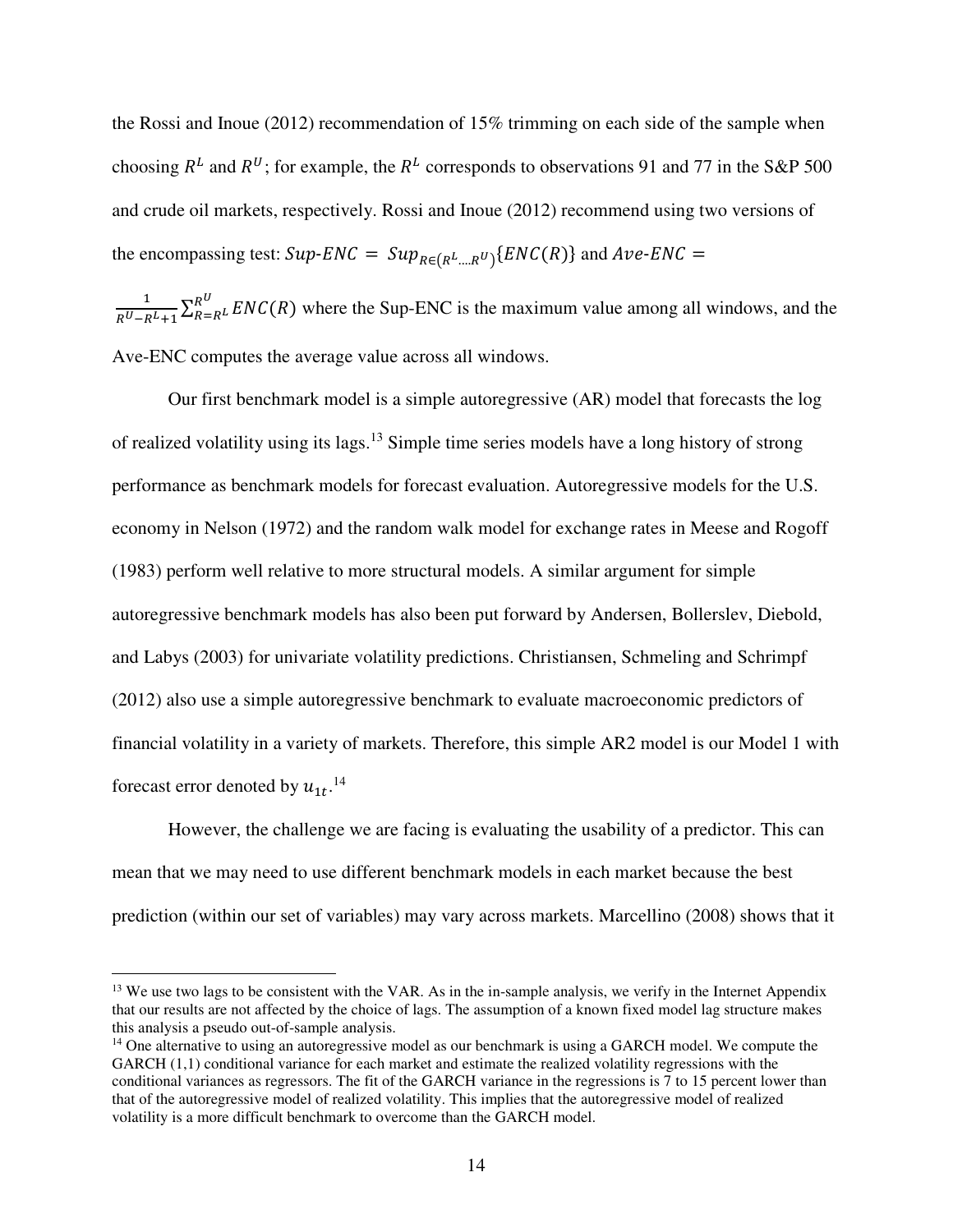the Rossi and Inoue (2012) recommendation of 15% trimming on each side of the sample when choosing $R^L$ and $R^U$; for example, the $R^L$ corresponds to observations 91 and 77 in the S&P 500 and crude oil markets, respectively. Rossi and Inoue (2012) recommend using two versions of the encompassing test: $Sup\text{-}ENC = Sup_{R\in(R^L,\ldots,R^U)}\{ENC(R)\}$ and $Ave\text{-}ENC = \frac{1}{R^U-R^L+1}\sum_{R=R^L}^{R^U} ENC(R)$ where the Sup-ENC is the maximum value among all windows, and the Ave-ENC computes the average value across all windows.

Our first benchmark model is a simple autoregressive (AR) model that forecasts the log of realized volatility using its lags.[13] Simple time series models have a long history of strong performance as benchmark models for forecast evaluation. Autoregressive models for the U.S. economy in Nelson (1972) and the random walk model for exchange rates in Meese and Rogoff (1983) perform well relative to more structural models. A similar argument for simple autoregressive benchmark models has also been put forward by Andersen, Bollerslev, Diebold, and Labys (2003) for univariate volatility predictions. Christiansen, Schmeling and Schrimpf (2012) also use a simple autoregressive benchmark to evaluate macroeconomic predictors of financial volatility in a variety of markets. Therefore, this simple AR2 model is our Model 1 with forecast error denoted by $u_{1t}$.[14]

However, the challenge we are facing is evaluating the usability of a predictor. This can mean that we may need to use different benchmark models in each market because the best prediction (within our set of variables) may vary across markets. Marcellino (2008) shows that it

[13] We use two lags to be consistent with the VAR. As in the in-sample analysis, we verify in the Internet Appendix that our results are not affected by the choice of lags. The assumption of a known fixed model lag structure makes this analysis a pseudo out-of-sample analysis.

[14] One alternative to using an autoregressive model as our benchmark is using a GARCH model. We compute the GARCH (1,1) conditional variance for each market and estimate the realized volatility regressions with the conditional variances as regressors. The fit of the GARCH variance in the regressions is 7 to 15 percent lower than that of the autoregressive model of realized volatility. This implies that the autoregressive model of realized volatility is a more difficult benchmark to overcome than the GARCH model.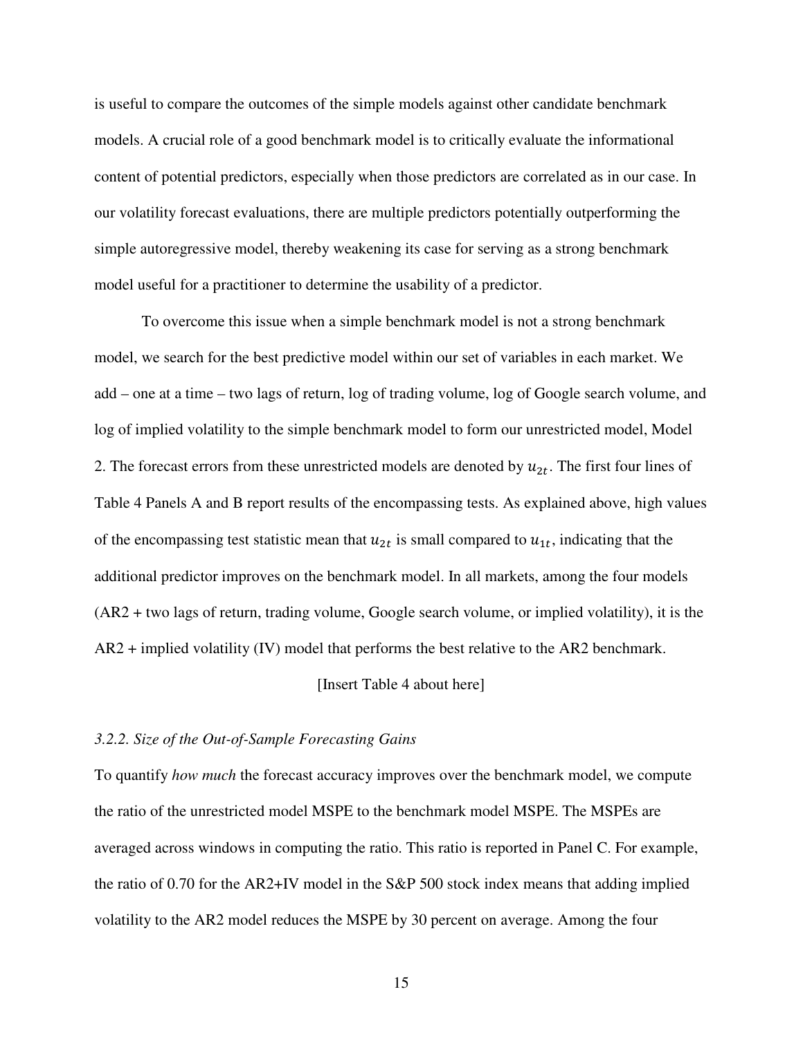is useful to compare the outcomes of the simple models against other candidate benchmark models. A crucial role of a good benchmark model is to critically evaluate the informational content of potential predictors, especially when those predictors are correlated as in our case. In our volatility forecast evaluations, there are multiple predictors potentially outperforming the simple autoregressive model, thereby weakening its case for serving as a strong benchmark model useful for a practitioner to determine the usability of a predictor.

To overcome this issue when a simple benchmark model is not a strong benchmark model, we search for the best predictive model within our set of variables in each market. We add – one at a time – two lags of return, log of trading volume, log of Google search volume, and log of implied volatility to the simple benchmark model to form our unrestricted model, Model 2. The forecast errors from these unrestricted models are denoted by $u_{2t}$. The first four lines of Table 4 Panels A and B report results of the encompassing tests. As explained above, high values of the encompassing test statistic mean that $u_{2t}$ is small compared to $u_{1t}$, indicating that the additional predictor improves on the benchmark model. In all markets, among the four models (AR2 + two lags of return, trading volume, Google search volume, or implied volatility), it is the AR2 + implied volatility (IV) model that performs the best relative to the AR2 benchmark.

[Insert Table 4 about here]

### *3.2.2. Size of the Out-of-Sample Forecasting Gains*

To quantify *how much* the forecast accuracy improves over the benchmark model, we compute the ratio of the unrestricted model MSPE to the benchmark model MSPE. The MSPEs are averaged across windows in computing the ratio. This ratio is reported in Panel C. For example, the ratio of 0.70 for the AR2+IV model in the S&P 500 stock index means that adding implied volatility to the AR2 model reduces the MSPE by 30 percent on average. Among the four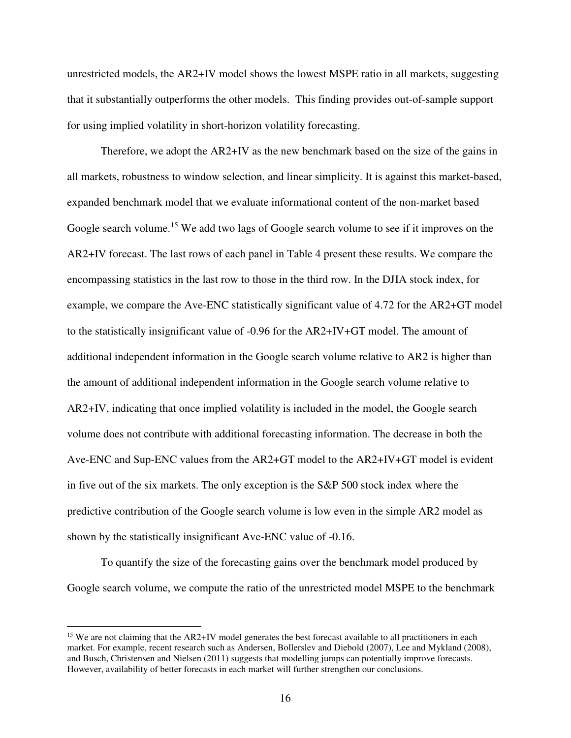unrestricted models, the AR2+IV model shows the lowest MSPE ratio in all markets, suggesting that it substantially outperforms the other models. This finding provides out-of-sample support for using implied volatility in short-horizon volatility forecasting.

Therefore, we adopt the AR2+IV as the new benchmark based on the size of the gains in all markets, robustness to window selection, and linear simplicity. It is against this market-based, expanded benchmark model that we evaluate informational content of the non-market based Google search volume.[15] We add two lags of Google search volume to see if it improves on the AR2+IV forecast. The last rows of each panel in Table 4 present these results. We compare the encompassing statistics in the last row to those in the third row. In the DJIA stock index, for example, we compare the Ave-ENC statistically significant value of 4.72 for the AR2+GT model to the statistically insignificant value of -0.96 for the AR2+IV+GT model. The amount of additional independent information in the Google search volume relative to AR2 is higher than the amount of additional independent information in the Google search volume relative to AR2+IV, indicating that once implied volatility is included in the model, the Google search volume does not contribute with additional forecasting information. The decrease in both the Ave-ENC and Sup-ENC values from the AR2+GT model to the AR2+IV+GT model is evident in five out of the six markets. The only exception is the S&P 500 stock index where the predictive contribution of the Google search volume is low even in the simple AR2 model as shown by the statistically insignificant Ave-ENC value of -0.16.

To quantify the size of the forecasting gains over the benchmark model produced by Google search volume, we compute the ratio of the unrestricted model MSPE to the benchmark

[15] We are not claiming that the AR2+IV model generates the best forecast available to all practitioners in each market. For example, recent research such as Andersen, Bollerslev and Diebold (2007), Lee and Mykland (2008), and Busch, Christensen and Nielsen (2011) suggests that modelling jumps can potentially improve forecasts. However, availability of better forecasts in each market will further strengthen our conclusions.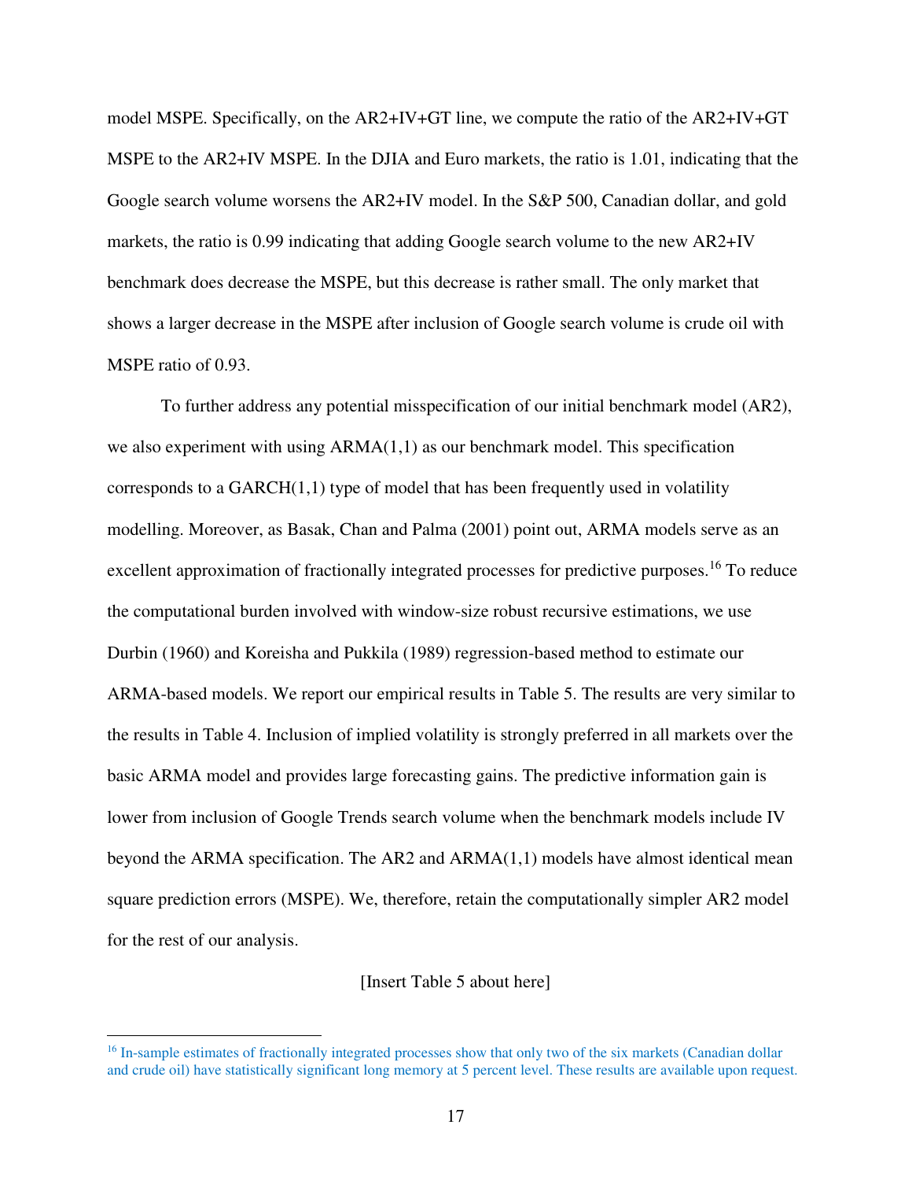model MSPE. Specifically, on the AR2+IV+GT line, we compute the ratio of the AR2+IV+GT MSPE to the AR2+IV MSPE. In the DJIA and Euro markets, the ratio is 1.01, indicating that the Google search volume worsens the AR2+IV model. In the S&P 500, Canadian dollar, and gold markets, the ratio is 0.99 indicating that adding Google search volume to the new AR2+IV benchmark does decrease the MSPE, but this decrease is rather small. The only market that shows a larger decrease in the MSPE after inclusion of Google search volume is crude oil with MSPE ratio of 0.93.

To further address any potential misspecification of our initial benchmark model (AR2), we also experiment with using ARMA(1,1) as our benchmark model. This specification corresponds to a GARCH(1,1) type of model that has been frequently used in volatility modelling. Moreover, as Basak, Chan and Palma (2001) point out, ARMA models serve as an excellent approximation of fractionally integrated processes for predictive purposes.[16] To reduce the computational burden involved with window-size robust recursive estimations, we use Durbin (1960) and Koreisha and Pukkila (1989) regression-based method to estimate our ARMA-based models. We report our empirical results in Table 5. The results are very similar to the results in Table 4. Inclusion of implied volatility is strongly preferred in all markets over the basic ARMA model and provides large forecasting gains. The predictive information gain is lower from inclusion of Google Trends search volume when the benchmark models include IV beyond the ARMA specification. The AR2 and ARMA(1,1) models have almost identical mean square prediction errors (MSPE). We, therefore, retain the computationally simpler AR2 model for the rest of our analysis.

[Insert Table 5 about here]

[16] In-sample estimates of fractionally integrated processes show that only two of the six markets (Canadian dollar and crude oil) have statistically significant long memory at 5 percent level. These results are available upon request.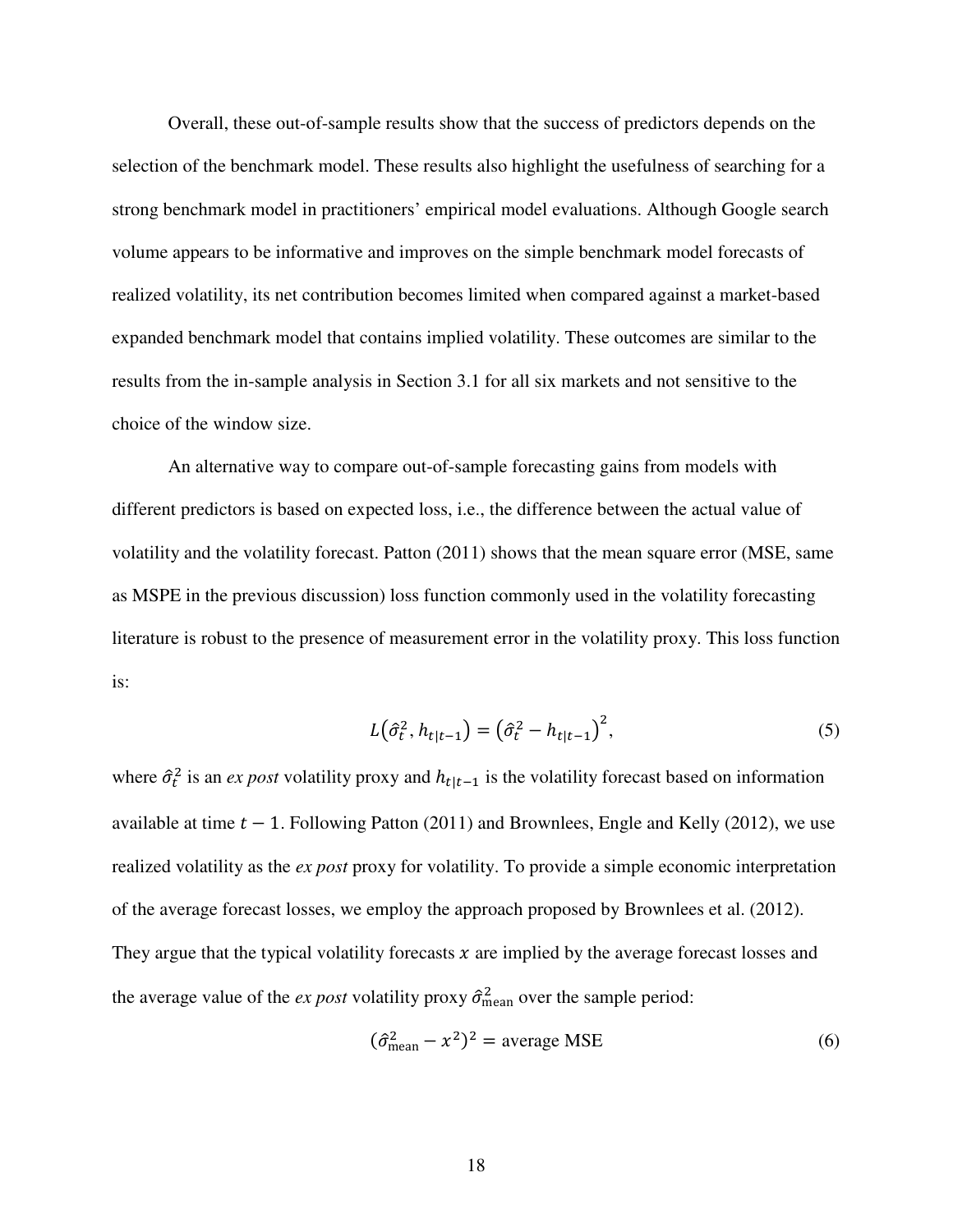Overall, these out-of-sample results show that the success of predictors depends on the selection of the benchmark model. These results also highlight the usefulness of searching for a strong benchmark model in practitioners' empirical model evaluations. Although Google search volume appears to be informative and improves on the simple benchmark model forecasts of realized volatility, its net contribution becomes limited when compared against a market-based expanded benchmark model that contains implied volatility. These outcomes are similar to the results from the in-sample analysis in Section 3.1 for all six markets and not sensitive to the choice of the window size.

An alternative way to compare out-of-sample forecasting gains from models with different predictors is based on expected loss, i.e., the difference between the actual value of volatility and the volatility forecast. Patton (2011) shows that the mean square error (MSE, same as MSPE in the previous discussion) loss function commonly used in the volatility forecasting literature is robust to the presence of measurement error in the volatility proxy. This loss function is:

$$L\left(\hat{\sigma}_t^2, h_{t|t-1}\right) = \left(\hat{\sigma}_t^2 - h_{t|t-1}\right)^2, \tag{5}$$

where $\hat{\sigma}_t^2$ is an *ex post* volatility proxy and $h_{t|t-1}$ is the volatility forecast based on information available at time $t-1$. Following Patton (2011) and Brownlees, Engle and Kelly (2012), we use realized volatility as the *ex post* proxy for volatility. To provide a simple economic interpretation of the average forecast losses, we employ the approach proposed by Brownlees et al. (2012). They argue that the typical volatility forecasts $x$ are implied by the average forecast losses and the average value of the *ex post* volatility proxy $\hat{\sigma}_{\text{mean}}^2$ over the sample period:

$$(\hat{\sigma}_{\text{mean}}^2 - x^2)^2 = \text{average MSE} \tag{6}$$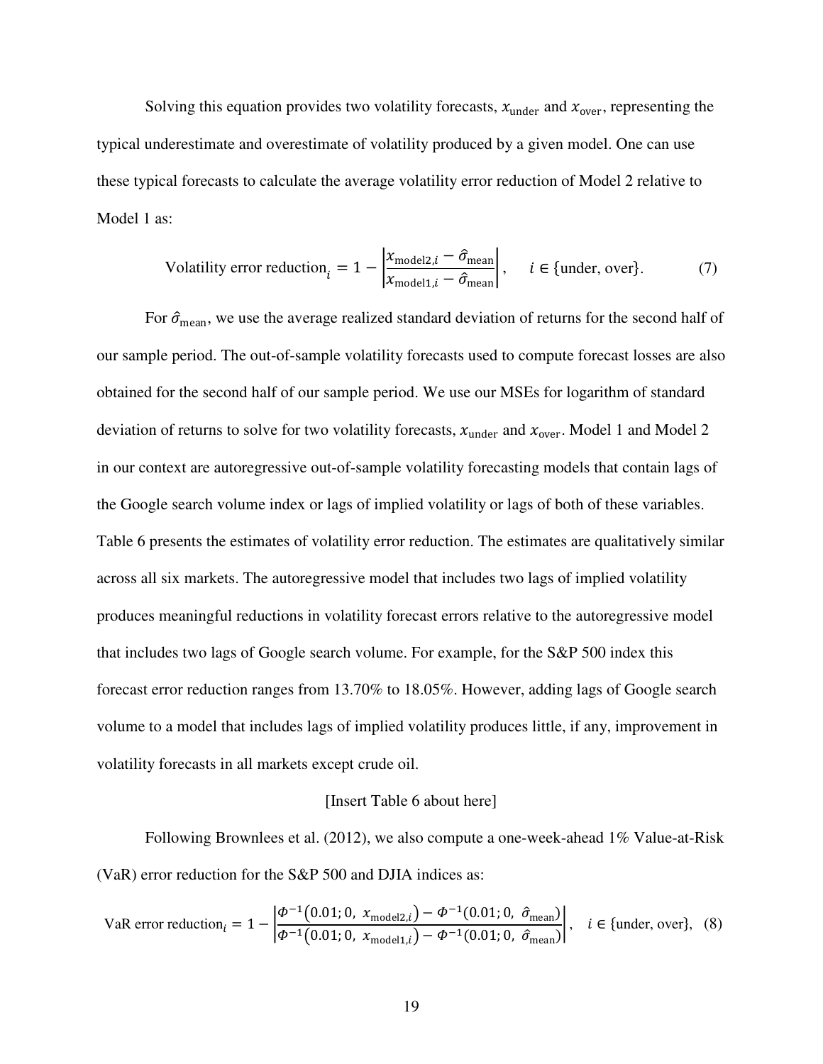Solving this equation provides two volatility forecasts, $x_{\text{under}}$ and $x_{\text{over}}$, representing the typical underestimate and overestimate of volatility produced by a given model. One can use these typical forecasts to calculate the average volatility error reduction of Model 2 relative to Model 1 as:

$$\text{Volatility error reduction}_i = 1 - \left| \frac{x_{\text{model2},i} - \hat{\sigma}_{\text{mean}}}{x_{\text{model1},i} - \hat{\sigma}_{\text{mean}}} \right|, \quad i \in \{\text{under, over}\}. \tag{7}$$

For $\hat{\sigma}_{\text{mean}}$, we use the average realized standard deviation of returns for the second half of our sample period. The out-of-sample volatility forecasts used to compute forecast losses are also obtained for the second half of our sample period. We use our MSEs for logarithm of standard deviation of returns to solve for two volatility forecasts, $x_{\text{under}}$ and $x_{\text{over}}$. Model 1 and Model 2 in our context are autoregressive out-of-sample volatility forecasting models that contain lags of the Google search volume index or lags of implied volatility or lags of both of these variables. Table 6 presents the estimates of volatility error reduction. The estimates are qualitatively similar across all six markets. The autoregressive model that includes two lags of implied volatility produces meaningful reductions in volatility forecast errors relative to the autoregressive model that includes two lags of Google search volume. For example, for the S&P 500 index this forecast error reduction ranges from 13.70% to 18.05%. However, adding lags of Google search volume to a model that includes lags of implied volatility produces little, if any, improvement in volatility forecasts in all markets except crude oil.

[Insert Table 6 about here]

Following Brownlees et al. (2012), we also compute a one-week-ahead 1% Value-at-Risk (VaR) error reduction for the S&P 500 and DJIA indices as:

$$\text{VaR error reduction}_i = 1 - \left| \frac{\Phi^{-1}(0.01; 0,\ x_{\text{model2},i}) - \Phi^{-1}(0.01; 0,\ \hat{\sigma}_{\text{mean}})}{\Phi^{-1}(0.01; 0,\ x_{\text{model1},i}) - \Phi^{-1}(0.01; 0,\ \hat{\sigma}_{\text{mean}})} \right|, \quad i \in \{\text{under, over}\}, \tag{8}$$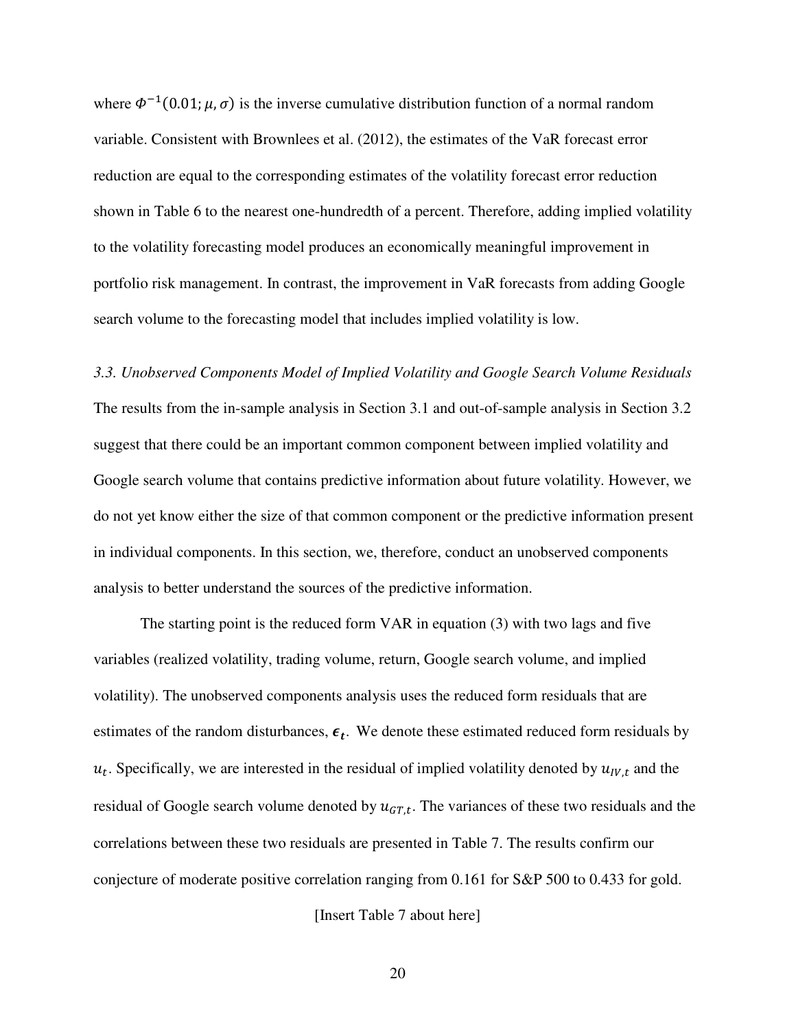where $\Phi^{-1}(0.01; \mu, \sigma)$ is the inverse cumulative distribution function of a normal random variable. Consistent with Brownlees et al. (2012), the estimates of the VaR forecast error reduction are equal to the corresponding estimates of the volatility forecast error reduction shown in Table 6 to the nearest one-hundredth of a percent. Therefore, adding implied volatility to the volatility forecasting model produces an economically meaningful improvement in portfolio risk management. In contrast, the improvement in VaR forecasts from adding Google search volume to the forecasting model that includes implied volatility is low.

### *3.3. Unobserved Components Model of Implied Volatility and Google Search Volume Residuals*

The results from the in-sample analysis in Section 3.1 and out-of-sample analysis in Section 3.2 suggest that there could be an important common component between implied volatility and Google search volume that contains predictive information about future volatility. However, we do not yet know either the size of that common component or the predictive information present in individual components. In this section, we, therefore, conduct an unobserved components analysis to better understand the sources of the predictive information.

The starting point is the reduced form VAR in equation (3) with two lags and five variables (realized volatility, trading volume, return, Google search volume, and implied volatility). The unobserved components analysis uses the reduced form residuals that are estimates of the random disturbances, $\boldsymbol{\epsilon_t}$. We denote these estimated reduced form residuals by $u_t$. Specifically, we are interested in the residual of implied volatility denoted by $u_{IV,t}$ and the residual of Google search volume denoted by $u_{GT,t}$. The variances of these two residuals and the correlations between these two residuals are presented in Table 7. The results confirm our conjecture of moderate positive correlation ranging from 0.161 for S&P 500 to 0.433 for gold.

[Insert Table 7 about here]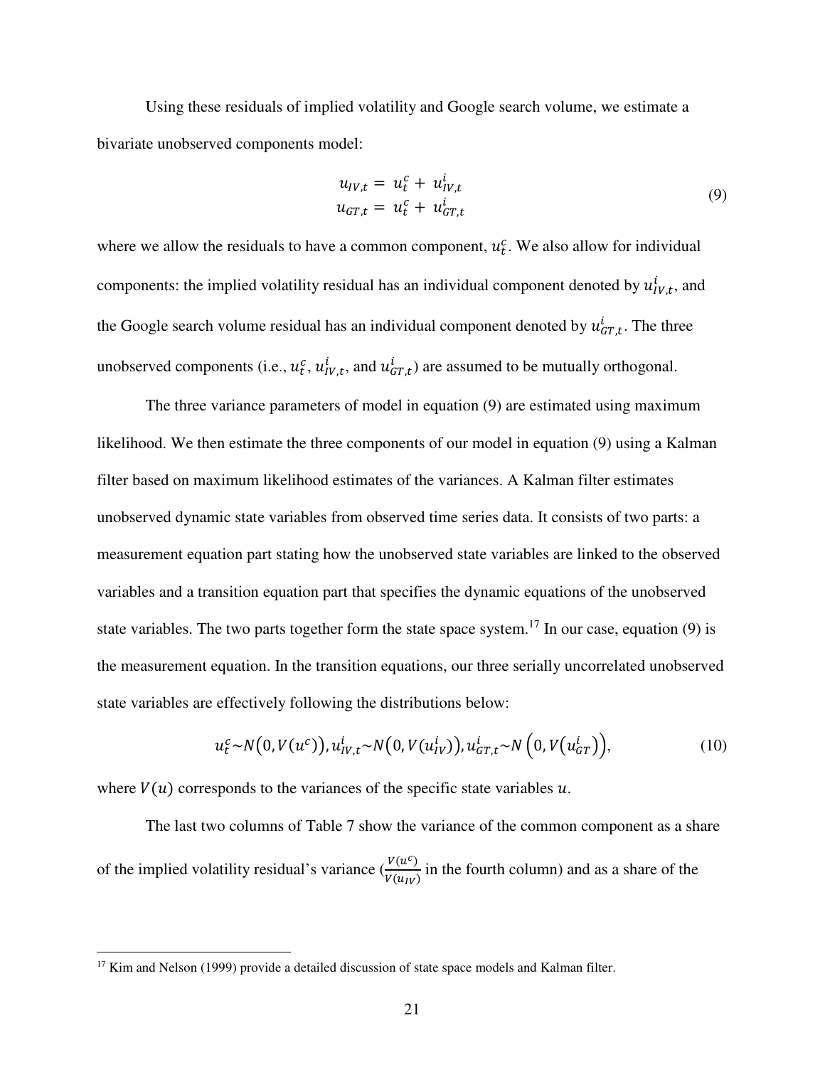Using these residuals of implied volatility and Google search volume, we estimate a bivariate unobserved components model:

$$
\begin{aligned}
u_{IV,t} &= u_t^c + u_{IV,t}^i \\
u_{GT,t} &= u_t^c + u_{GT,t}^i
\end{aligned}
\tag{9}
$$

where we allow the residuals to have a common component, $u_t^c$. We also allow for individual components: the implied volatility residual has an individual component denoted by $u_{IV,t}^i$, and the Google search volume residual has an individual component denoted by $u_{GT,t}^i$. The three unobserved components (i.e., $u_t^c$, $u_{IV,t}^i$, and $u_{GT,t}^i$) are assumed to be mutually orthogonal.

The three variance parameters of model in equation (9) are estimated using maximum likelihood. We then estimate the three components of our model in equation (9) using a Kalman filter based on maximum likelihood estimates of the variances. A Kalman filter estimates unobserved dynamic state variables from observed time series data. It consists of two parts: a measurement equation part stating how the unobserved state variables are linked to the observed variables and a transition equation part that specifies the dynamic equations of the unobserved state variables. The two parts together form the state space system.[17] In our case, equation (9) is the measurement equation. In the transition equations, our three serially uncorrelated unobserved state variables are effectively following the distributions below:

$$
u_t^c \sim N\left(0, V(u^c)\right), u_{IV,t}^i \sim N\left(0, V(u_{IV}^i)\right), u_{GT,t}^i \sim N\left(0, V\left(u_{GT}^i\right)\right), \tag{10}
$$

where $V(u)$ corresponds to the variances of the specific state variables $u$.

The last two columns of Table 7 show the variance of the common component as a share of the implied volatility residual's variance ($\frac{V(u^c)}{V(u_{IV})}$ in the fourth column) and as a share of the

[17] Kim and Nelson (1999) provide a detailed discussion of state space models and Kalman filter.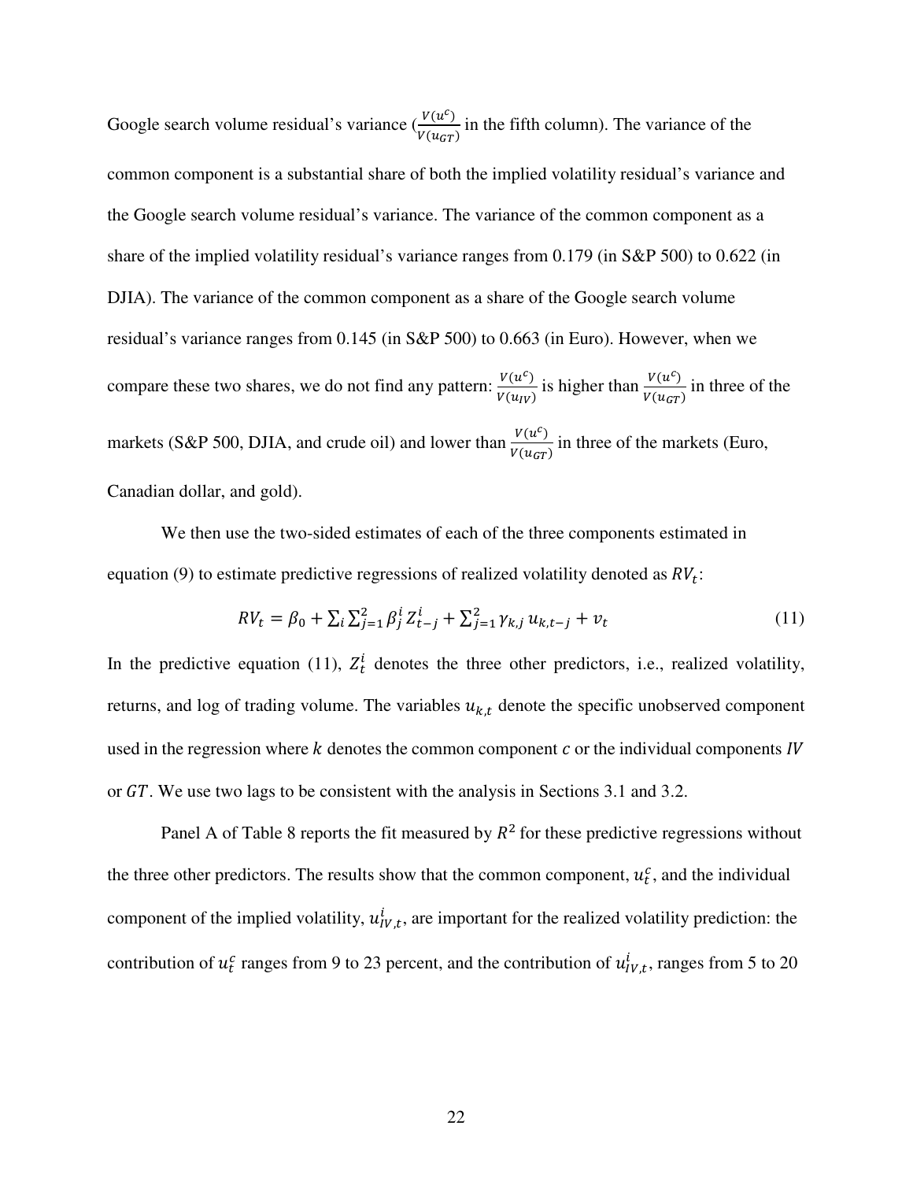Google search volume residual's variance ($\frac{V(u^c)}{V(u_{GT})}$ in the fifth column). The variance of the common component is a substantial share of both the implied volatility residual's variance and the Google search volume residual's variance. The variance of the common component as a share of the implied volatility residual's variance ranges from 0.179 (in S&P 500) to 0.622 (in DJIA). The variance of the common component as a share of the Google search volume residual's variance ranges from 0.145 (in S&P 500) to 0.663 (in Euro). However, when we compare these two shares, we do not find any pattern: $\frac{V(u^c)}{V(u_{IV})}$ is higher than $\frac{V(u^c)}{V(u_{GT})}$ in three of the markets (S&P 500, DJIA, and crude oil) and lower than $\frac{V(u^c)}{V(u_{GT})}$ in three of the markets (Euro, Canadian dollar, and gold).

We then use the two-sided estimates of each of the three components estimated in equation (9) to estimate predictive regressions of realized volatility denoted as $RV_t$:

$$RV_t = \beta_0 + \sum_i \sum_{j=1}^{2} \beta_j^i Z_{t-j}^i + \sum_{j=1}^{2} \gamma_{k,j} u_{k,t-j} + v_t \tag{11}$$

In the predictive equation (11), $Z_t^i$ denotes the three other predictors, i.e., realized volatility, returns, and log of trading volume. The variables $u_{k,t}$ denote the specific unobserved component used in the regression where $k$ denotes the common component $c$ or the individual components $IV$ or $GT$. We use two lags to be consistent with the analysis in Sections 3.1 and 3.2.

Panel A of Table 8 reports the fit measured by $R^2$ for these predictive regressions without the three other predictors. The results show that the common component, $u_t^c$, and the individual component of the implied volatility, $u_{IV,t}^i$, are important for the realized volatility prediction: the contribution of $u_t^c$ ranges from 9 to 23 percent, and the contribution of $u_{IV,t}^i$, ranges from 5 to 20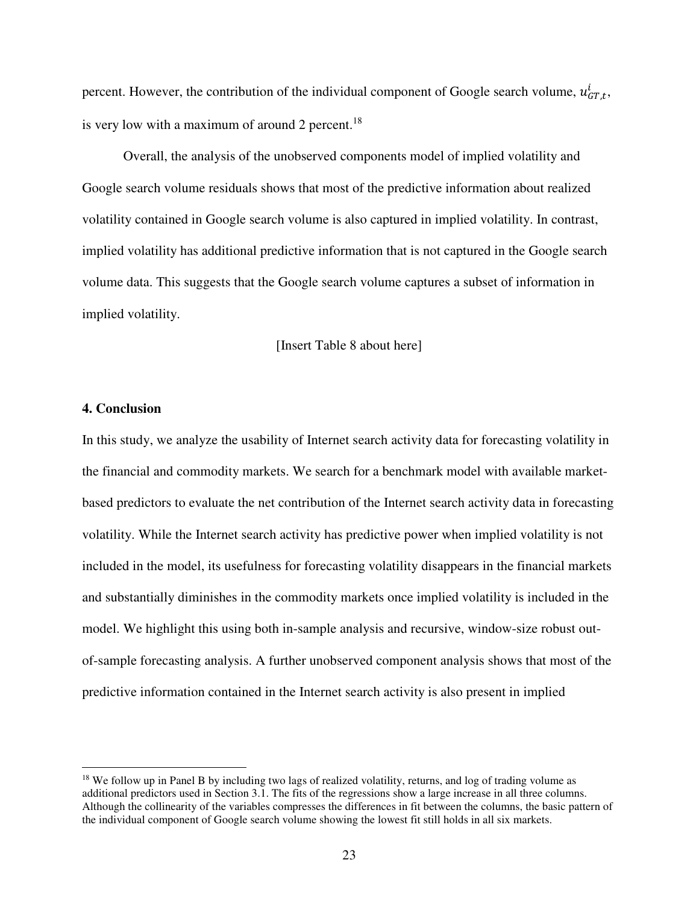percent. However, the contribution of the individual component of Google search volume, $u^{i}_{GT,t}$, is very low with a maximum of around 2 percent.[18]

Overall, the analysis of the unobserved components model of implied volatility and Google search volume residuals shows that most of the predictive information about realized volatility contained in Google search volume is also captured in implied volatility. In contrast, implied volatility has additional predictive information that is not captured in the Google search volume data. This suggests that the Google search volume captures a subset of information in implied volatility.

[Insert Table 8 about here]

## 4. Conclusion

In this study, we analyze the usability of Internet search activity data for forecasting volatility in the financial and commodity markets. We search for a benchmark model with available market-based predictors to evaluate the net contribution of the Internet search activity data in forecasting volatility. While the Internet search activity has predictive power when implied volatility is not included in the model, its usefulness for forecasting volatility disappears in the financial markets and substantially diminishes in the commodity markets once implied volatility is included in the model. We highlight this using both in-sample analysis and recursive, window-size robust out-of-sample forecasting analysis. A further unobserved component analysis shows that most of the predictive information contained in the Internet search activity is also present in implied

---

[18] We follow up in Panel B by including two lags of realized volatility, returns, and log of trading volume as additional predictors used in Section 3.1. The fits of the regressions show a large increase in all three columns. Although the collinearity of the variables compresses the differences in fit between the columns, the basic pattern of the individual component of Google search volume showing the lowest fit still holds in all six markets.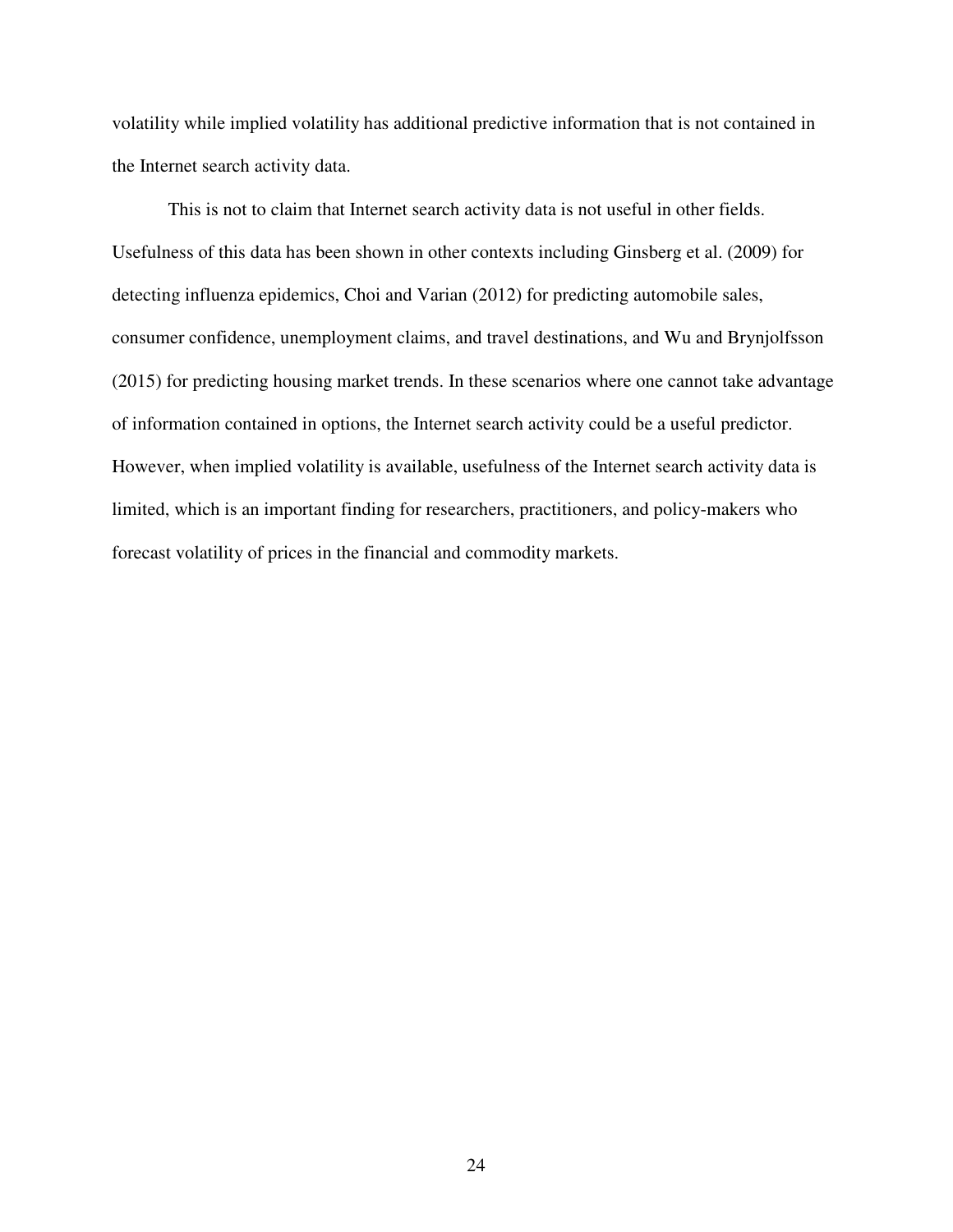volatility while implied volatility has additional predictive information that is not contained in the Internet search activity data.

This is not to claim that Internet search activity data is not useful in other fields. Usefulness of this data has been shown in other contexts including Ginsberg et al. (2009) for detecting influenza epidemics, Choi and Varian (2012) for predicting automobile sales, consumer confidence, unemployment claims, and travel destinations, and Wu and Brynjolfsson (2015) for predicting housing market trends. In these scenarios where one cannot take advantage of information contained in options, the Internet search activity could be a useful predictor. However, when implied volatility is available, usefulness of the Internet search activity data is limited, which is an important finding for researchers, practitioners, and policy-makers who forecast volatility of prices in the financial and commodity markets.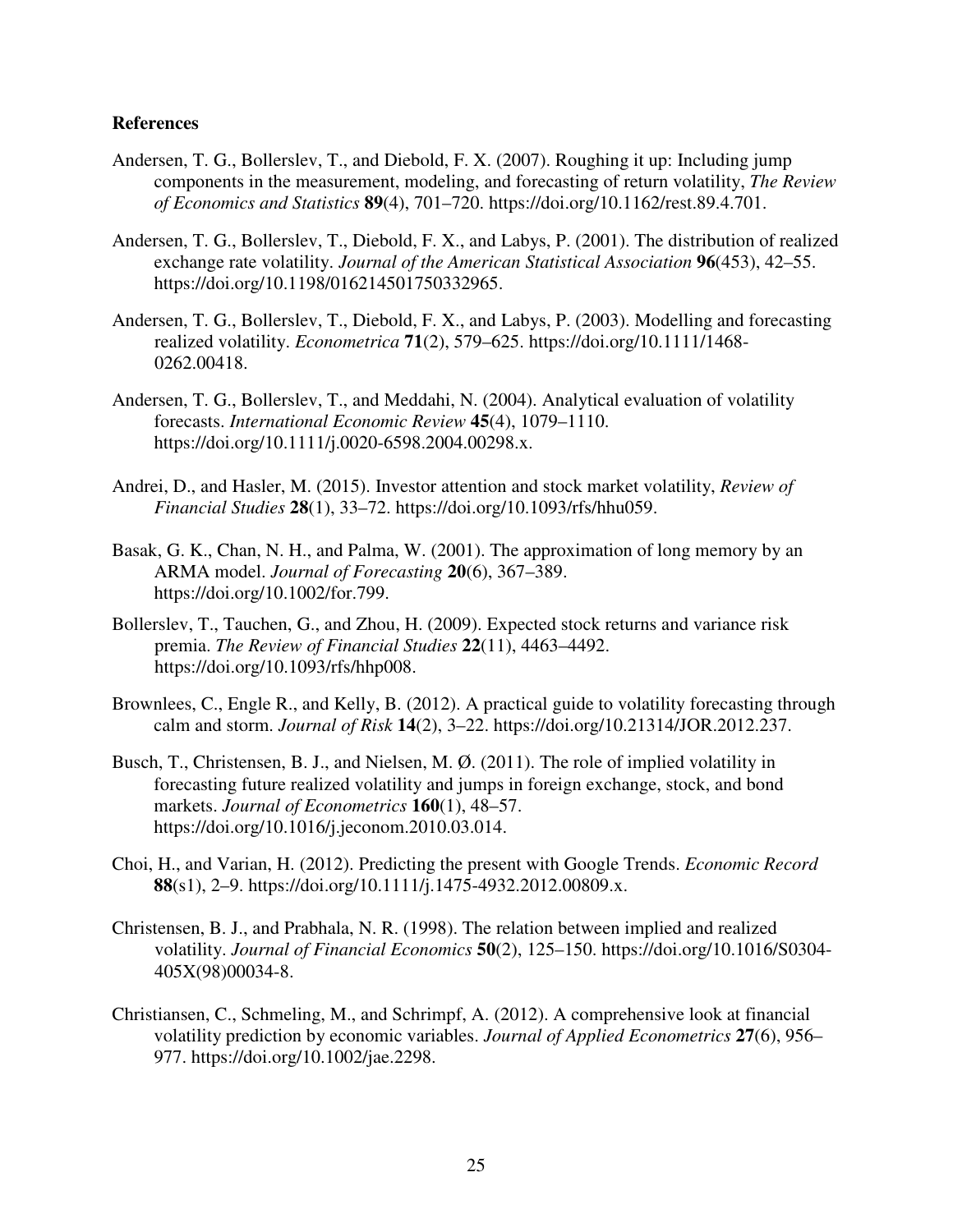**References**

Andersen, T. G., Bollerslev, T., and Diebold, F. X. (2007). Roughing it up: Including jump components in the measurement, modeling, and forecasting of return volatility, *The Review of Economics and Statistics* **89**(4), 701–720. https://doi.org/10.1162/rest.89.4.701.

Andersen, T. G., Bollerslev, T., Diebold, F. X., and Labys, P. (2001). The distribution of realized exchange rate volatility. *Journal of the American Statistical Association* **96**(453), 42–55. https://doi.org/10.1198/016214501750332965.

Andersen, T. G., Bollerslev, T., Diebold, F. X., and Labys, P. (2003). Modelling and forecasting realized volatility. *Econometrica* **71**(2), 579–625. https://doi.org/10.1111/1468-0262.00418.

Andersen, T. G., Bollerslev, T., and Meddahi, N. (2004). Analytical evaluation of volatility forecasts. *International Economic Review* **45**(4), 1079–1110. https://doi.org/10.1111/j.0020-6598.2004.00298.x.

Andrei, D., and Hasler, M. (2015). Investor attention and stock market volatility, *Review of Financial Studies* **28**(1), 33–72. https://doi.org/10.1093/rfs/hhu059.

Basak, G. K., Chan, N. H., and Palma, W. (2001). The approximation of long memory by an ARMA model. *Journal of Forecasting* **20**(6), 367–389. https://doi.org/10.1002/for.799.

Bollerslev, T., Tauchen, G., and Zhou, H. (2009). Expected stock returns and variance risk premia. *The Review of Financial Studies* **22**(11), 4463–4492. https://doi.org/10.1093/rfs/hhp008.

Brownlees, C., Engle R., and Kelly, B. (2012). A practical guide to volatility forecasting through calm and storm. *Journal of Risk* **14**(2), 3–22. https://doi.org/10.21314/JOR.2012.237.

Busch, T., Christensen, B. J., and Nielsen, M. Ø. (2011). The role of implied volatility in forecasting future realized volatility and jumps in foreign exchange, stock, and bond markets. *Journal of Econometrics* **160**(1), 48–57. https://doi.org/10.1016/j.jeconom.2010.03.014.

Choi, H., and Varian, H. (2012). Predicting the present with Google Trends. *Economic Record* **88**(s1), 2–9. https://doi.org/10.1111/j.1475-4932.2012.00809.x.

Christensen, B. J., and Prabhala, N. R. (1998). The relation between implied and realized volatility. *Journal of Financial Economics* **50**(2), 125–150. https://doi.org/10.1016/S0304-405X(98)00034-8.

Christiansen, C., Schmeling, M., and Schrimpf, A. (2012). A comprehensive look at financial volatility prediction by economic variables. *Journal of Applied Econometrics* **27**(6), 956–977. https://doi.org/10.1002/jae.2298.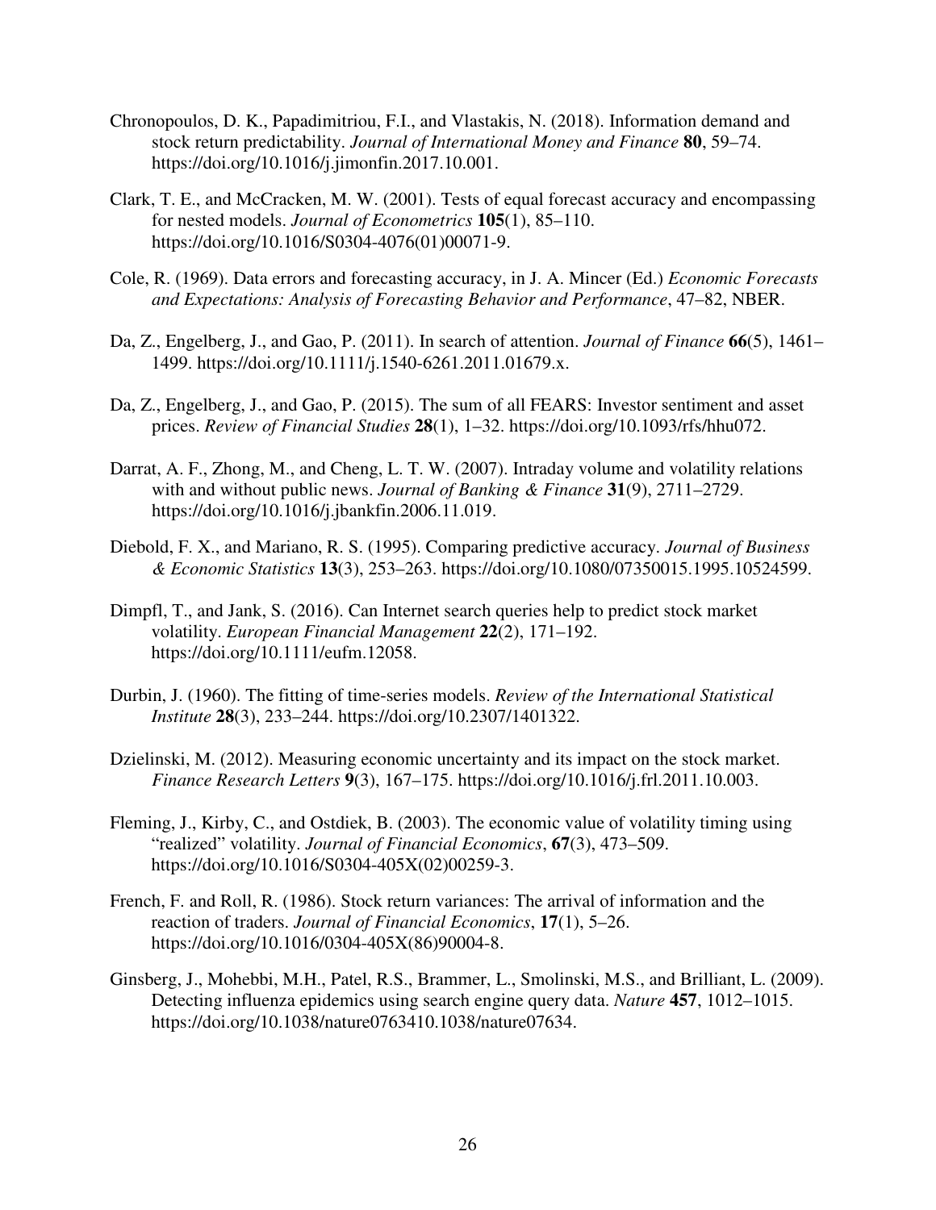Chronopoulos, D. K., Papadimitriou, F.I., and Vlastakis, N. (2018). Information demand and stock return predictability. *Journal of International Money and Finance* **80**, 59–74. https://doi.org/10.1016/j.jimonfin.2017.10.001.

Clark, T. E., and McCracken, M. W. (2001). Tests of equal forecast accuracy and encompassing for nested models. *Journal of Econometrics* **105**(1), 85–110. https://doi.org/10.1016/S0304-4076(01)00071-9.

Cole, R. (1969). Data errors and forecasting accuracy, in J. A. Mincer (Ed.) *Economic Forecasts and Expectations: Analysis of Forecasting Behavior and Performance*, 47–82, NBER.

Da, Z., Engelberg, J., and Gao, P. (2011). In search of attention. *Journal of Finance* **66**(5), 1461–1499. https://doi.org/10.1111/j.1540-6261.2011.01679.x.

Da, Z., Engelberg, J., and Gao, P. (2015). The sum of all FEARS: Investor sentiment and asset prices. *Review of Financial Studies* **28**(1), 1–32. https://doi.org/10.1093/rfs/hhu072.

Darrat, A. F., Zhong, M., and Cheng, L. T. W. (2007). Intraday volume and volatility relations with and without public news. *Journal of Banking & Finance* **31**(9), 2711–2729. https://doi.org/10.1016/j.jbankfin.2006.11.019.

Diebold, F. X., and Mariano, R. S. (1995). Comparing predictive accuracy. *Journal of Business & Economic Statistics* **13**(3), 253–263. https://doi.org/10.1080/07350015.1995.10524599.

Dimpfl, T., and Jank, S. (2016). Can Internet search queries help to predict stock market volatility. *European Financial Management* **22**(2), 171–192. https://doi.org/10.1111/eufm.12058.

Durbin, J. (1960). The fitting of time-series models. *Review of the International Statistical Institute* **28**(3), 233–244. https://doi.org/10.2307/1401322.

Dzielinski, M. (2012). Measuring economic uncertainty and its impact on the stock market. *Finance Research Letters* **9**(3), 167–175. https://doi.org/10.1016/j.frl.2011.10.003.

Fleming, J., Kirby, C., and Ostdiek, B. (2003). The economic value of volatility timing using "realized" volatility. *Journal of Financial Economics*, **67**(3), 473–509. https://doi.org/10.1016/S0304-405X(02)00259-3.

French, F. and Roll, R. (1986). Stock return variances: The arrival of information and the reaction of traders. *Journal of Financial Economics*, **17**(1), 5–26. https://doi.org/10.1016/0304-405X(86)90004-8.

Ginsberg, J., Mohebbi, M.H., Patel, R.S., Brammer, L., Smolinski, M.S., and Brilliant, L. (2009). Detecting influenza epidemics using search engine query data. *Nature* **457**, 1012–1015. https://doi.org/10.1038/nature0763410.1038/nature07634.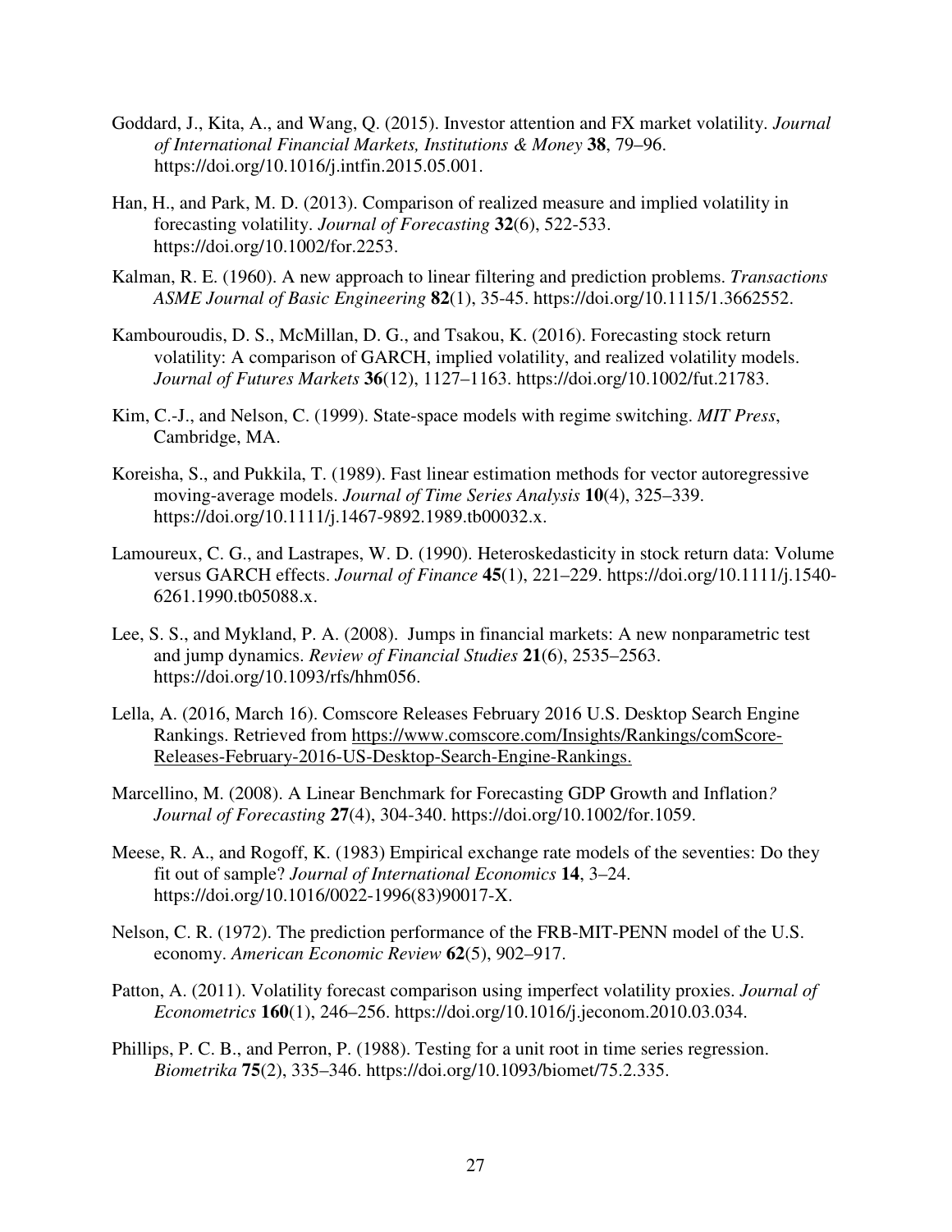Goddard, J., Kita, A., and Wang, Q. (2015). Investor attention and FX market volatility. *Journal of International Financial Markets, Institutions & Money* **38**, 79–96. https://doi.org/10.1016/j.intfin.2015.05.001.

Han, H., and Park, M. D. (2013). Comparison of realized measure and implied volatility in forecasting volatility. *Journal of Forecasting* **32**(6), 522-533. https://doi.org/10.1002/for.2253.

Kalman, R. E. (1960). A new approach to linear filtering and prediction problems. *Transactions ASME Journal of Basic Engineering* **82**(1), 35-45. https://doi.org/10.1115/1.3662552.

Kambouroudis, D. S., McMillan, D. G., and Tsakou, K. (2016). Forecasting stock return volatility: A comparison of GARCH, implied volatility, and realized volatility models. *Journal of Futures Markets* **36**(12), 1127–1163. https://doi.org/10.1002/fut.21783.

Kim, C.-J., and Nelson, C. (1999). State-space models with regime switching. *MIT Press*, Cambridge, MA.

Koreisha, S., and Pukkila, T. (1989). Fast linear estimation methods for vector autoregressive moving-average models. *Journal of Time Series Analysis* **10**(4), 325–339. https://doi.org/10.1111/j.1467-9892.1989.tb00032.x.

Lamoureux, C. G., and Lastrapes, W. D. (1990). Heteroskedasticity in stock return data: Volume versus GARCH effects. *Journal of Finance* **45**(1), 221–229. https://doi.org/10.1111/j.1540-6261.1990.tb05088.x.

Lee, S. S., and Mykland, P. A. (2008). Jumps in financial markets: A new nonparametric test and jump dynamics. *Review of Financial Studies* **21**(6), 2535–2563. https://doi.org/10.1093/rfs/hhm056.

Lella, A. (2016, March 16). Comscore Releases February 2016 U.S. Desktop Search Engine Rankings. Retrieved from https://www.comscore.com/Insights/Rankings/comScore-Releases-February-2016-US-Desktop-Search-Engine-Rankings.

Marcellino, M. (2008). A Linear Benchmark for Forecasting GDP Growth and Inflation*?* *Journal of Forecasting* **27**(4), 304-340. https://doi.org/10.1002/for.1059.

Meese, R. A., and Rogoff, K. (1983) Empirical exchange rate models of the seventies: Do they fit out of sample? *Journal of International Economics* **14**, 3–24. https://doi.org/10.1016/0022-1996(83)90017-X.

Nelson, C. R. (1972). The prediction performance of the FRB-MIT-PENN model of the U.S. economy. *American Economic Review* **62**(5), 902–917.

Patton, A. (2011). Volatility forecast comparison using imperfect volatility proxies. *Journal of Econometrics* **160**(1), 246–256. https://doi.org/10.1016/j.jeconom.2010.03.034.

Phillips, P. C. B., and Perron, P. (1988). Testing for a unit root in time series regression. *Biometrika* **75**(2), 335–346. https://doi.org/10.1093/biomet/75.2.335.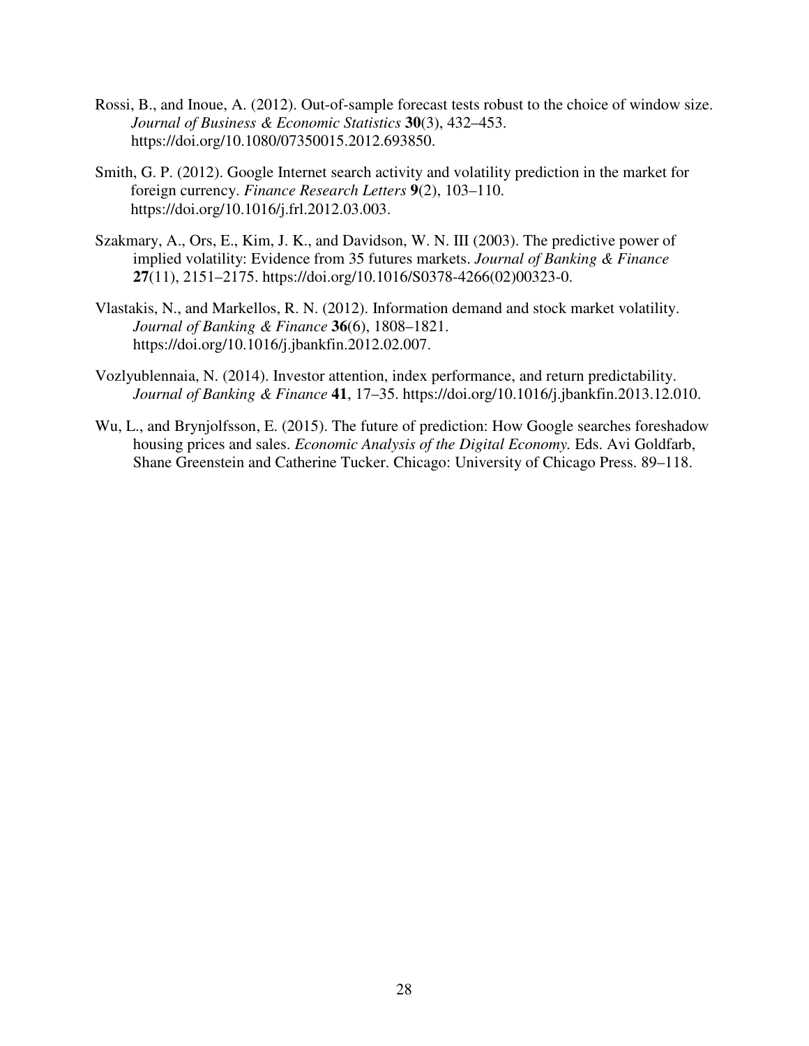Rossi, B., and Inoue, A. (2012). Out-of-sample forecast tests robust to the choice of window size. *Journal of Business & Economic Statistics* **30**(3), 432–453. https://doi.org/10.1080/07350015.2012.693850.

Smith, G. P. (2012). Google Internet search activity and volatility prediction in the market for foreign currency. *Finance Research Letters* **9**(2), 103–110. https://doi.org/10.1016/j.frl.2012.03.003.

Szakmary, A., Ors, E., Kim, J. K., and Davidson, W. N. III (2003). The predictive power of implied volatility: Evidence from 35 futures markets. *Journal of Banking & Finance* **27**(11), 2151–2175. https://doi.org/10.1016/S0378-4266(02)00323-0.

Vlastakis, N., and Markellos, R. N. (2012). Information demand and stock market volatility. *Journal of Banking & Finance* **36**(6), 1808–1821. https://doi.org/10.1016/j.jbankfin.2012.02.007.

Vozlyublennaia, N. (2014). Investor attention, index performance, and return predictability. *Journal of Banking & Finance* **41**, 17–35. https://doi.org/10.1016/j.jbankfin.2013.12.010.

Wu, L., and Brynjolfsson, E. (2015). The future of prediction: How Google searches foreshadow housing prices and sales. *Economic Analysis of the Digital Economy.* Eds. Avi Goldfarb, Shane Greenstein and Catherine Tucker. Chicago: University of Chicago Press. 89–118.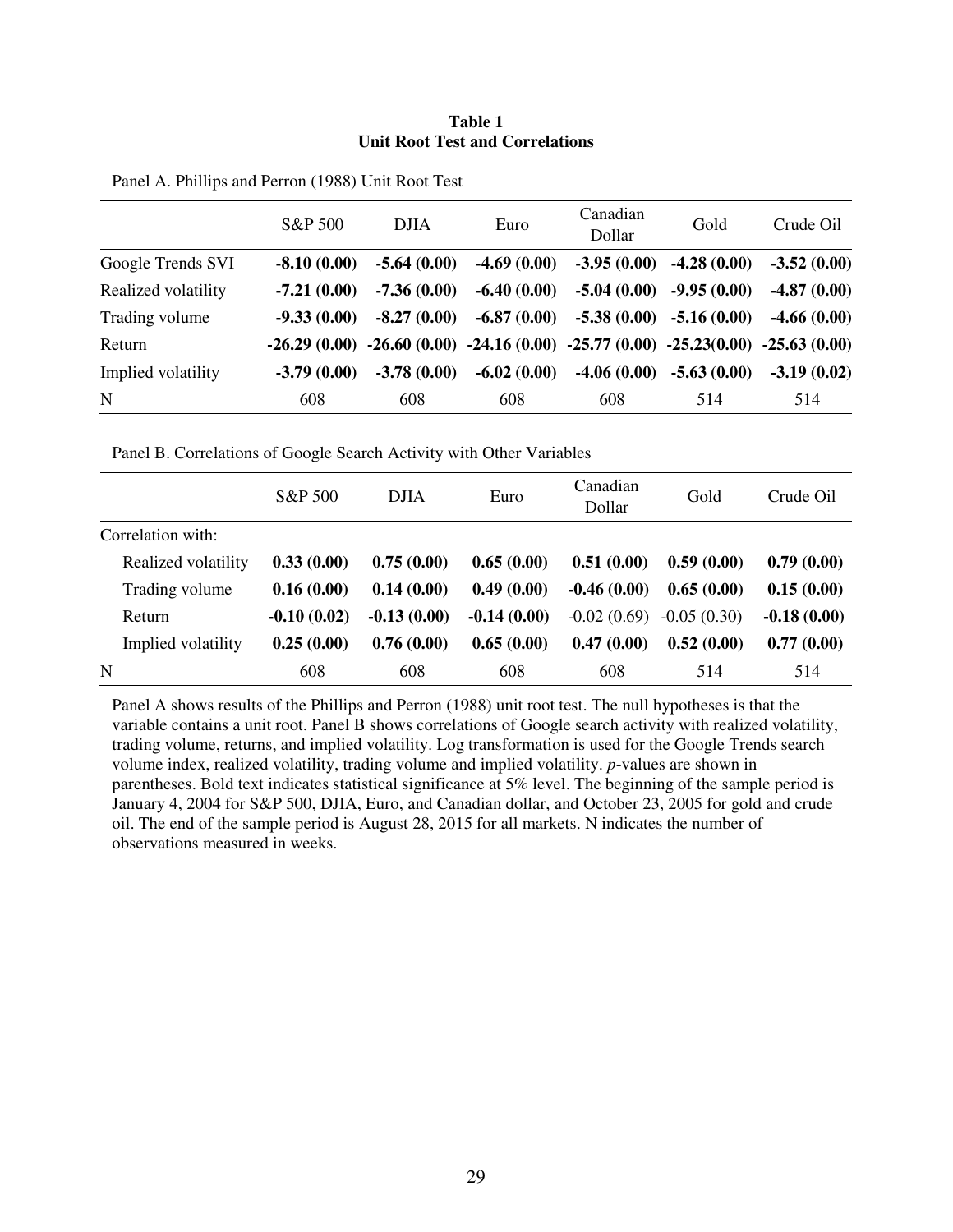**Table 1**
**Unit Root Test and Correlations**

Panel A. Phillips and Perron (1988) Unit Root Test

| | S&P 500 | DJIA | Euro | Canadian Dollar | Gold | Crude Oil |
|---|---|---|---|---|---|---|
| Google Trends SVI | **-8.10 (0.00)** | **-5.64 (0.00)** | **-4.69 (0.00)** | **-3.95 (0.00)** | **-4.28 (0.00)** | **-3.52 (0.00)** |
| Realized volatility | **-7.21 (0.00)** | **-7.36 (0.00)** | **-6.40 (0.00)** | **-5.04 (0.00)** | **-9.95 (0.00)** | **-4.87 (0.00)** |
| Trading volume | **-9.33 (0.00)** | **-8.27 (0.00)** | **-6.87 (0.00)** | **-5.38 (0.00)** | **-5.16 (0.00)** | **-4.66 (0.00)** |
| Return | **-26.29 (0.00)** | **-26.60 (0.00)** | **-24.16 (0.00)** | **-25.77 (0.00)** | **-25.23(0.00)** | **-25.63 (0.00)** |
| Implied volatility | **-3.79 (0.00)** | **-3.78 (0.00)** | **-6.02 (0.00)** | **-4.06 (0.00)** | **-5.63 (0.00)** | **-3.19 (0.02)** |
| N | 608 | 608 | 608 | 608 | 514 | 514 |

Panel B. Correlations of Google Search Activity with Other Variables

| | S&P 500 | DJIA | Euro | Canadian Dollar | Gold | Crude Oil |
|---|---|---|---|---|---|---|
| Correlation with: | | | | | | |
| Realized volatility | **0.33 (0.00)** | **0.75 (0.00)** | **0.65 (0.00)** | **0.51 (0.00)** | **0.59 (0.00)** | **0.79 (0.00)** |
| Trading volume | **0.16 (0.00)** | **0.14 (0.00)** | **0.49 (0.00)** | **-0.46 (0.00)** | **0.65 (0.00)** | **0.15 (0.00)** |
| Return | **-0.10 (0.02)** | **-0.13 (0.00)** | **-0.14 (0.00)** | -0.02 (0.69) | -0.05 (0.30) | **-0.18 (0.00)** |
| Implied volatility | **0.25 (0.00)** | **0.76 (0.00)** | **0.65 (0.00)** | **0.47 (0.00)** | **0.52 (0.00)** | **0.77 (0.00)** |
| N | 608 | 608 | 608 | 608 | 514 | 514 |

Panel A shows results of the Phillips and Perron (1988) unit root test. The null hypotheses is that the variable contains a unit root. Panel B shows correlations of Google search activity with realized volatility, trading volume, returns, and implied volatility. Log transformation is used for the Google Trends search volume index, realized volatility, trading volume and implied volatility. *p*-values are shown in parentheses. Bold text indicates statistical significance at 5% level. The beginning of the sample period is January 4, 2004 for S&P 500, DJIA, Euro, and Canadian dollar, and October 23, 2005 for gold and crude oil. The end of the sample period is August 28, 2015 for all markets. N indicates the number of observations measured in weeks.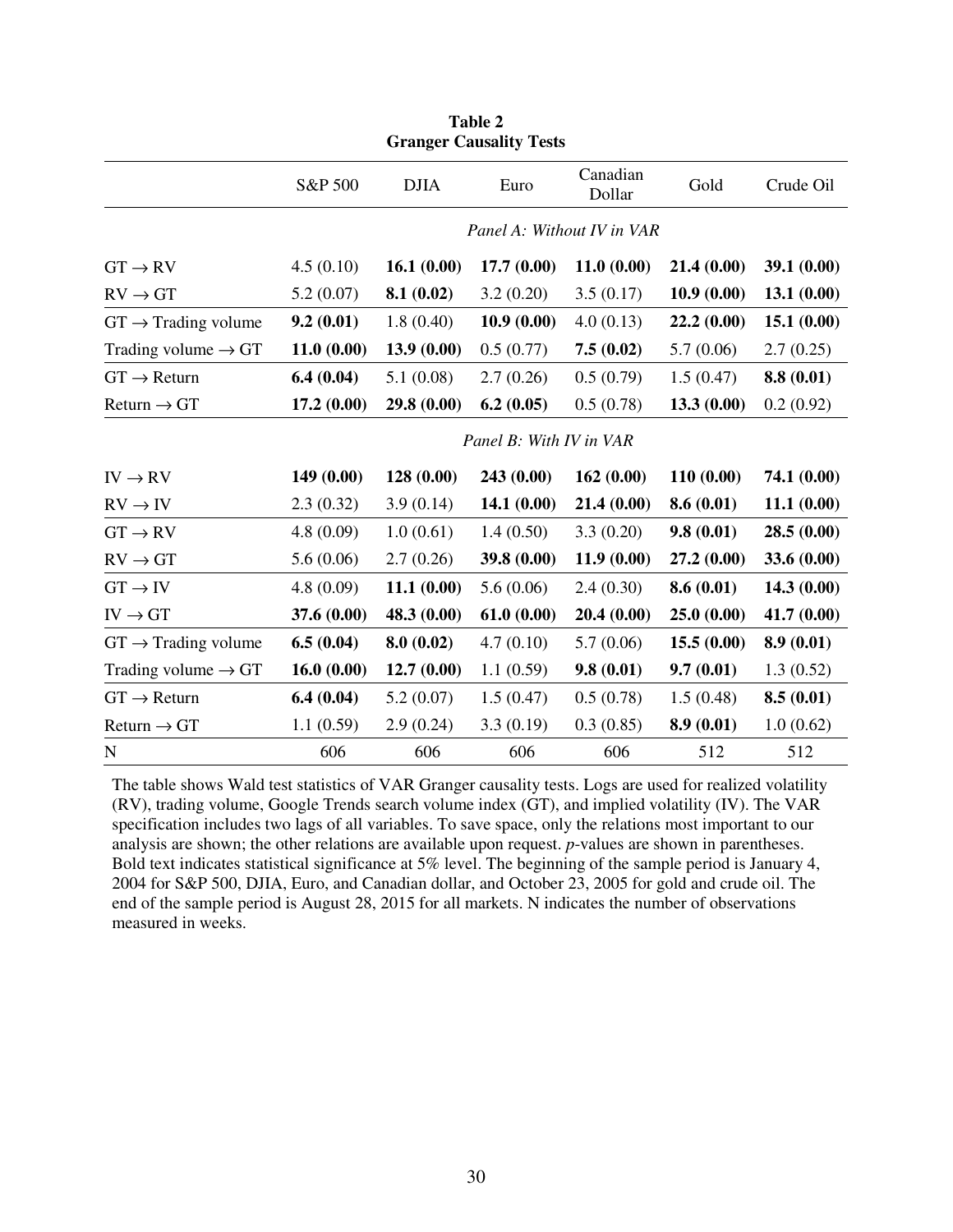**Table 2**
**Granger Causality Tests**

| | S&P 500 | DJIA | Euro | Canadian Dollar | Gold | Crude Oil |
|---|---|---|---|---|---|---|
| | *Panel A: Without IV in VAR* | | | | | |
| GT → RV | 4.5 (0.10) | **16.1 (0.00)** | **17.7 (0.00)** | **11.0 (0.00)** | **21.4 (0.00)** | **39.1 (0.00)** |
| RV → GT | 5.2 (0.07) | **8.1 (0.02)** | 3.2 (0.20) | 3.5 (0.17) | **10.9 (0.00)** | **13.1 (0.00)** |
| GT → Trading volume | **9.2 (0.01)** | 1.8 (0.40) | **10.9 (0.00)** | 4.0 (0.13) | **22.2 (0.00)** | **15.1 (0.00)** |
| Trading volume → GT | **11.0 (0.00)** | **13.9 (0.00)** | 0.5 (0.77) | **7.5 (0.02)** | 5.7 (0.06) | 2.7 (0.25) |
| GT → Return | **6.4 (0.04)** | 5.1 (0.08) | 2.7 (0.26) | 0.5 (0.79) | 1.5 (0.47) | **8.8 (0.01)** |
| Return → GT | **17.2 (0.00)** | **29.8 (0.00)** | **6.2 (0.05)** | 0.5 (0.78) | **13.3 (0.00)** | 0.2 (0.92) |
| | *Panel B: With IV in VAR* | | | | | |
| IV → RV | **149 (0.00)** | **128 (0.00)** | **243 (0.00)** | **162 (0.00)** | **110 (0.00)** | **74.1 (0.00)** |
| RV → IV | 2.3 (0.32) | 3.9 (0.14) | **14.1 (0.00)** | **21.4 (0.00)** | **8.6 (0.01)** | **11.1 (0.00)** |
| GT → RV | 4.8 (0.09) | 1.0 (0.61) | 1.4 (0.50) | 3.3 (0.20) | **9.8 (0.01)** | **28.5 (0.00)** |
| RV → GT | 5.6 (0.06) | 2.7 (0.26) | **39.8 (0.00)** | **11.9 (0.00)** | **27.2 (0.00)** | **33.6 (0.00)** |
| GT → IV | 4.8 (0.09) | **11.1 (0.00)** | 5.6 (0.06) | 2.4 (0.30) | **8.6 (0.01)** | **14.3 (0.00)** |
| IV → GT | **37.6 (0.00)** | **48.3 (0.00)** | **61.0 (0.00)** | **20.4 (0.00)** | **25.0 (0.00)** | **41.7 (0.00)** |
| GT → Trading volume | **6.5 (0.04)** | **8.0 (0.02)** | 4.7 (0.10) | 5.7 (0.06) | **15.5 (0.00)** | **8.9 (0.01)** |
| Trading volume → GT | **16.0 (0.00)** | **12.7 (0.00)** | 1.1 (0.59) | **9.8 (0.01)** | **9.7 (0.01)** | 1.3 (0.52) |
| GT → Return | **6.4 (0.04)** | 5.2 (0.07) | 1.5 (0.47) | 0.5 (0.78) | 1.5 (0.48) | **8.5 (0.01)** |
| Return → GT | 1.1 (0.59) | 2.9 (0.24) | 3.3 (0.19) | 0.3 (0.85) | **8.9 (0.01)** | 1.0 (0.62) |
| N | 606 | 606 | 606 | 606 | 512 | 512 |

The table shows Wald test statistics of VAR Granger causality tests. Logs are used for realized volatility (RV), trading volume, Google Trends search volume index (GT), and implied volatility (IV). The VAR specification includes two lags of all variables. To save space, only the relations most important to our analysis are shown; the other relations are available upon request. *p*-values are shown in parentheses. Bold text indicates statistical significance at 5% level. The beginning of the sample period is January 4, 2004 for S&P 500, DJIA, Euro, and Canadian dollar, and October 23, 2005 for gold and crude oil. The end of the sample period is August 28, 2015 for all markets. N indicates the number of observations measured in weeks.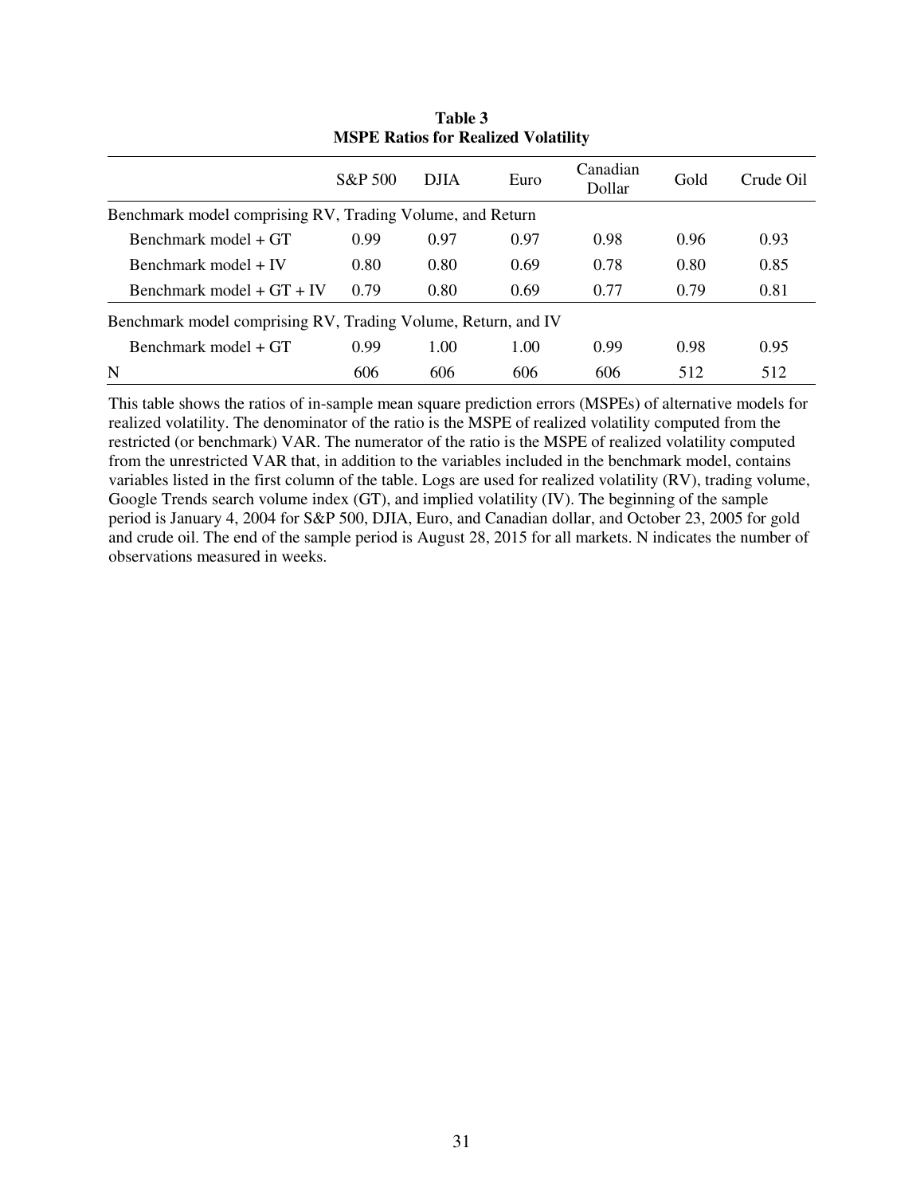**Table 3**
**MSPE Ratios for Realized Volatility**

| | S&P 500 | DJIA | Euro | Canadian Dollar | Gold | Crude Oil |
|---|---|---|---|---|---|---|
| Benchmark model comprising RV, Trading Volume, and Return | | | | | | |
| Benchmark model + GT | 0.99 | 0.97 | 0.97 | 0.98 | 0.96 | 0.93 |
| Benchmark model + IV | 0.80 | 0.80 | 0.69 | 0.78 | 0.80 | 0.85 |
| Benchmark model + GT + IV | 0.79 | 0.80 | 0.69 | 0.77 | 0.79 | 0.81 |
| Benchmark model comprising RV, Trading Volume, Return, and IV | | | | | | |
| Benchmark model + GT | 0.99 | 1.00 | 1.00 | 0.99 | 0.98 | 0.95 |
| N | 606 | 606 | 606 | 606 | 512 | 512 |

This table shows the ratios of in-sample mean square prediction errors (MSPEs) of alternative models for realized volatility. The denominator of the ratio is the MSPE of realized volatility computed from the restricted (or benchmark) VAR. The numerator of the ratio is the MSPE of realized volatility computed from the unrestricted VAR that, in addition to the variables included in the benchmark model, contains variables listed in the first column of the table. Logs are used for realized volatility (RV), trading volume, Google Trends search volume index (GT), and implied volatility (IV). The beginning of the sample period is January 4, 2004 for S&P 500, DJIA, Euro, and Canadian dollar, and October 23, 2005 for gold and crude oil. The end of the sample period is August 28, 2015 for all markets. N indicates the number of observations measured in weeks.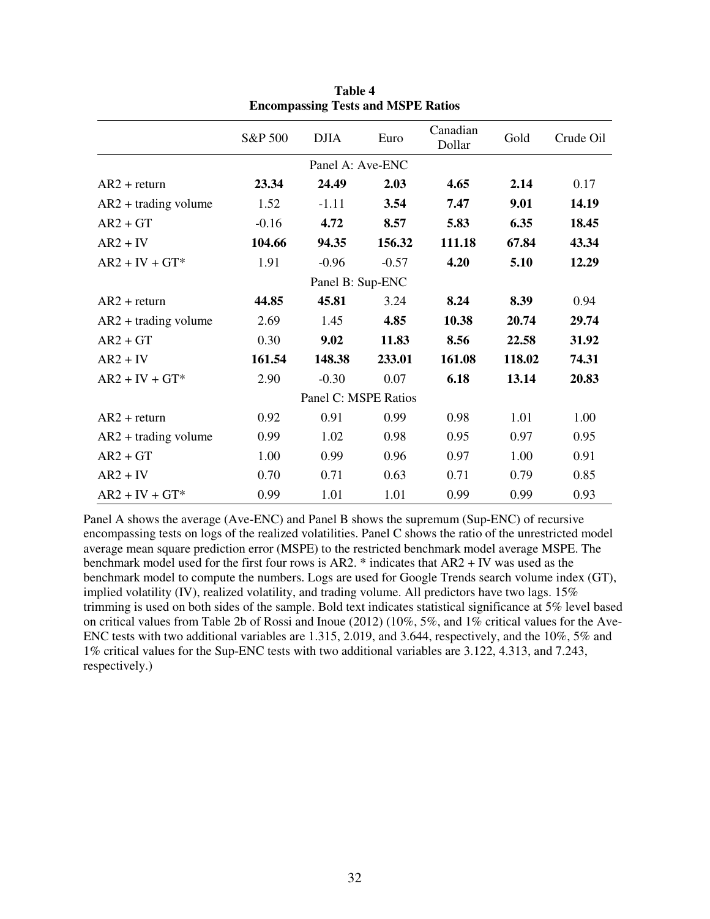**Table 4**
**Encompassing Tests and MSPE Ratios**

| | S&P 500 | DJIA | Euro | Canadian Dollar | Gold | Crude Oil |
|---|---|---|---|---|---|---|
| | | | Panel A: Ave-ENC | | | |
| AR2 + return | **23.34** | **24.49** | **2.03** | **4.65** | **2.14** | 0.17 |
| AR2 + trading volume | 1.52 | -1.11 | **3.54** | **7.47** | **9.01** | **14.19** |
| AR2 + GT | -0.16 | **4.72** | **8.57** | **5.83** | **6.35** | **18.45** |
| AR2 + IV | **104.66** | **94.35** | **156.32** | **111.18** | **67.84** | **43.34** |
| AR2 + IV + GT* | 1.91 | -0.96 | -0.57 | **4.20** | **5.10** | **12.29** |
| | | | Panel B: Sup-ENC | | | |
| AR2 + return | **44.85** | **45.81** | 3.24 | **8.24** | **8.39** | 0.94 |
| AR2 + trading volume | 2.69 | 1.45 | **4.85** | **10.38** | **20.74** | **29.74** |
| AR2 + GT | 0.30 | **9.02** | **11.83** | **8.56** | **22.58** | **31.92** |
| AR2 + IV | **161.54** | **148.38** | **233.01** | **161.08** | **118.02** | **74.31** |
| AR2 + IV + GT* | 2.90 | -0.30 | 0.07 | **6.18** | **13.14** | **20.83** |
| | | | Panel C: MSPE Ratios | | | |
| AR2 + return | 0.92 | 0.91 | 0.99 | 0.98 | 1.01 | 1.00 |
| AR2 + trading volume | 0.99 | 1.02 | 0.98 | 0.95 | 0.97 | 0.95 |
| AR2 + GT | 1.00 | 0.99 | 0.96 | 0.97 | 1.00 | 0.91 |
| AR2 + IV | 0.70 | 0.71 | 0.63 | 0.71 | 0.79 | 0.85 |
| AR2 + IV + GT* | 0.99 | 1.01 | 1.01 | 0.99 | 0.99 | 0.93 |

Panel A shows the average (Ave-ENC) and Panel B shows the supremum (Sup-ENC) of recursive encompassing tests on logs of the realized volatilities. Panel C shows the ratio of the unrestricted model average mean square prediction error (MSPE) to the restricted benchmark model average MSPE. The benchmark model used for the first four rows is AR2. * indicates that AR2 + IV was used as the benchmark model to compute the numbers. Logs are used for Google Trends search volume index (GT), implied volatility (IV), realized volatility, and trading volume. All predictors have two lags. 15% trimming is used on both sides of the sample. Bold text indicates statistical significance at 5% level based on critical values from Table 2b of Rossi and Inoue (2012) (10%, 5%, and 1% critical values for the Ave-ENC tests with two additional variables are 1.315, 2.019, and 3.644, respectively, and the 10%, 5% and 1% critical values for the Sup-ENC tests with two additional variables are 3.122, 4.313, and 7.243, respectively.)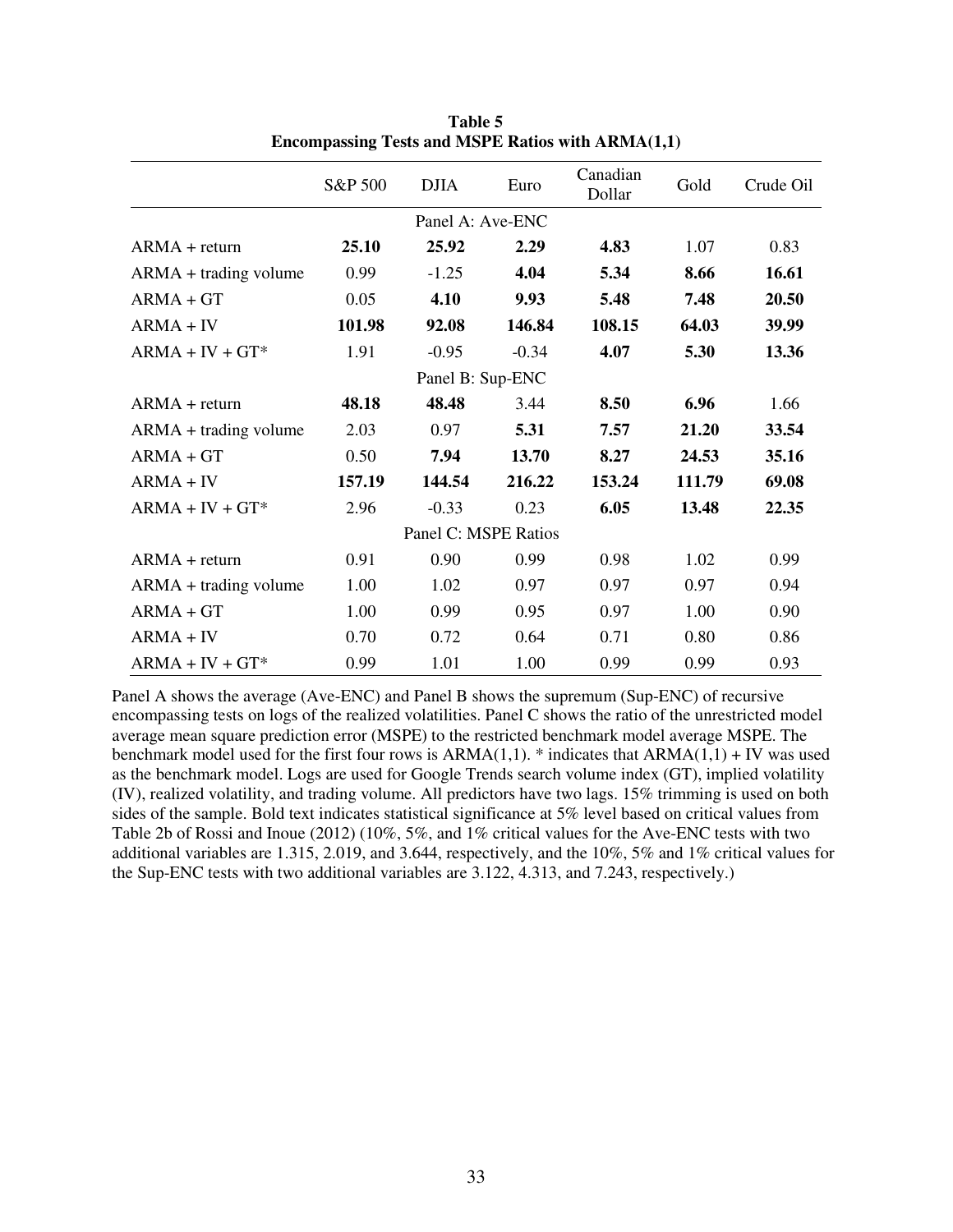**Table 5**
**Encompassing Tests and MSPE Ratios with ARMA(1,1)**

| | S&P 500 | DJIA | Euro | Canadian Dollar | Gold | Crude Oil |
|---|---|---|---|---|---|---|
| | | | Panel A: Ave-ENC | | | |
| ARMA + return | **25.10** | **25.92** | **2.29** | **4.83** | 1.07 | 0.83 |
| ARMA + trading volume | 0.99 | -1.25 | **4.04** | **5.34** | **8.66** | **16.61** |
| ARMA + GT | 0.05 | **4.10** | **9.93** | **5.48** | **7.48** | **20.50** |
| ARMA + IV | **101.98** | **92.08** | **146.84** | **108.15** | **64.03** | **39.99** |
| ARMA + IV + GT* | 1.91 | -0.95 | -0.34 | **4.07** | **5.30** | **13.36** |
| | | | Panel B: Sup-ENC | | | |
| ARMA + return | **48.18** | **48.48** | 3.44 | **8.50** | **6.96** | 1.66 |
| ARMA + trading volume | 2.03 | 0.97 | **5.31** | **7.57** | **21.20** | **33.54** |
| ARMA + GT | 0.50 | **7.94** | **13.70** | **8.27** | **24.53** | **35.16** |
| ARMA + IV | **157.19** | **144.54** | **216.22** | **153.24** | **111.79** | **69.08** |
| ARMA + IV + GT* | 2.96 | -0.33 | 0.23 | **6.05** | **13.48** | **22.35** |
| | | | Panel C: MSPE Ratios | | | |
| ARMA + return | 0.91 | 0.90 | 0.99 | 0.98 | 1.02 | 0.99 |
| ARMA + trading volume | 1.00 | 1.02 | 0.97 | 0.97 | 0.97 | 0.94 |
| ARMA + GT | 1.00 | 0.99 | 0.95 | 0.97 | 1.00 | 0.90 |
| ARMA + IV | 0.70 | 0.72 | 0.64 | 0.71 | 0.80 | 0.86 |
| ARMA + IV + GT* | 0.99 | 1.01 | 1.00 | 0.99 | 0.99 | 0.93 |

Panel A shows the average (Ave-ENC) and Panel B shows the supremum (Sup-ENC) of recursive encompassing tests on logs of the realized volatilities. Panel C shows the ratio of the unrestricted model average mean square prediction error (MSPE) to the restricted benchmark model average MSPE. The benchmark model used for the first four rows is ARMA(1,1). * indicates that ARMA(1,1) + IV was used as the benchmark model. Logs are used for Google Trends search volume index (GT), implied volatility (IV), realized volatility, and trading volume. All predictors have two lags. 15% trimming is used on both sides of the sample. Bold text indicates statistical significance at 5% level based on critical values from Table 2b of Rossi and Inoue (2012) (10%, 5%, and 1% critical values for the Ave-ENC tests with two additional variables are 1.315, 2.019, and 3.644, respectively, and the 10%, 5% and 1% critical values for the Sup-ENC tests with two additional variables are 3.122, 4.313, and 7.243, respectively.)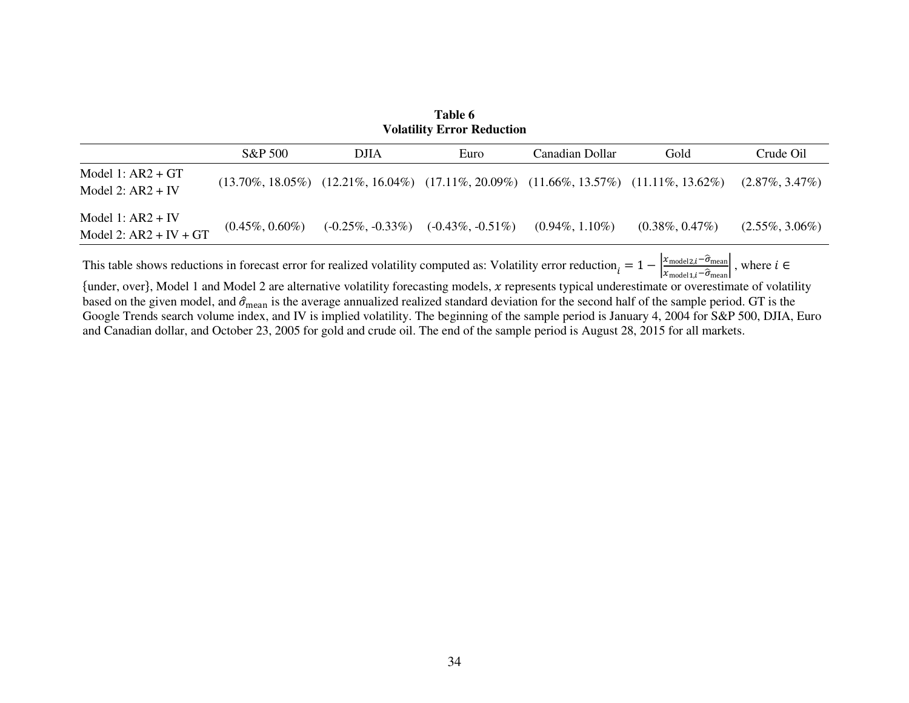**Table 6**
**Volatility Error Reduction**

| | S&P 500 | DJIA | Euro | Canadian Dollar | Gold | Crude Oil |
|---|---|---|---|---|---|---|
| Model 1: AR2 + GT<br>Model 2: AR2 + IV | (13.70%, 18.05%) | (12.21%, 16.04%) | (17.11%, 20.09%) | (11.66%, 13.57%) | (11.11%, 13.62%) | (2.87%, 3.47%) |
| Model 1: AR2 + IV<br>Model 2: AR2 + IV + GT | (0.45%, 0.60%) | (-0.25%, -0.33%) | (-0.43%, -0.51%) | (0.94%, 1.10%) | (0.38%, 0.47%) | (2.55%, 3.06%) |

This table shows reductions in forecast error for realized volatility computed as: Volatility error reduction$_i = 1 - \left|\frac{x_{\text{model2},i} - \hat{\sigma}_{\text{mean}}}{x_{\text{model1},i} - \hat{\sigma}_{\text{mean}}}\right|$, where $i \in$ {under, over}, Model 1 and Model 2 are alternative volatility forecasting models, $x$ represents typical underestimate or overestimate of volatility based on the given model, and $\hat{\sigma}_{\text{mean}}$ is the average annualized realized standard deviation for the second half of the sample period. GT is the Google Trends search volume index, and IV is implied volatility. The beginning of the sample period is January 4, 2004 for S&P 500, DJIA, Euro and Canadian dollar, and October 23, 2005 for gold and crude oil. The end of the sample period is August 28, 2015 for all markets.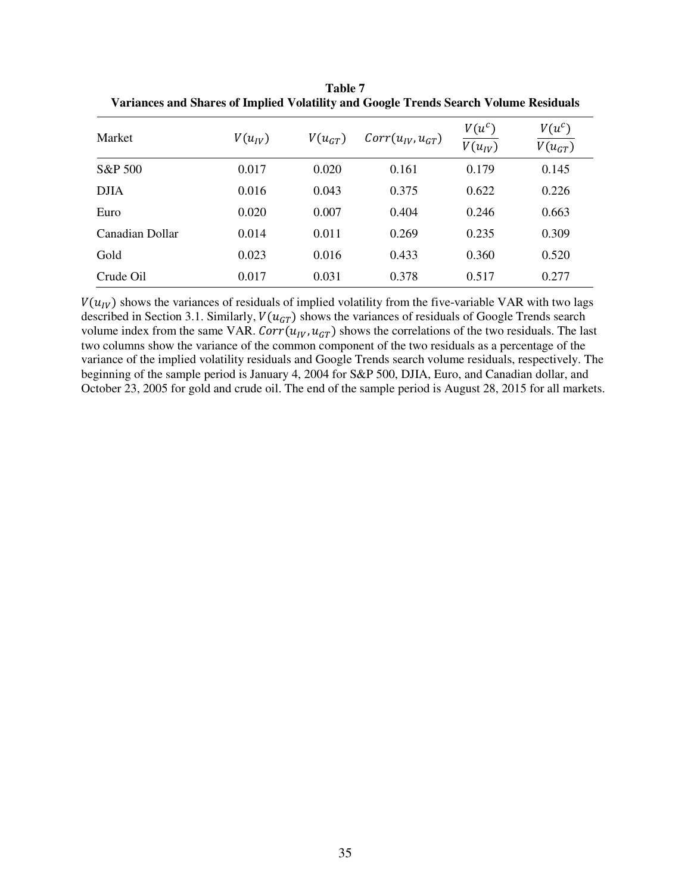**Table 7**
**Variances and Shares of Implied Volatility and Google Trends Search Volume Residuals**

| Market | $V(u_{IV})$ | $V(u_{GT})$ | $Corr(u_{IV}, u_{GT})$ | $\frac{V(u^c)}{V(u_{IV})}$ | $\frac{V(u^c)}{V(u_{GT})}$ |
|---|---|---|---|---|---|
| S&P 500 | 0.017 | 0.020 | 0.161 | 0.179 | 0.145 |
| DJIA | 0.016 | 0.043 | 0.375 | 0.622 | 0.226 |
| Euro | 0.020 | 0.007 | 0.404 | 0.246 | 0.663 |
| Canadian Dollar | 0.014 | 0.011 | 0.269 | 0.235 | 0.309 |
| Gold | 0.023 | 0.016 | 0.433 | 0.360 | 0.520 |
| Crude Oil | 0.017 | 0.031 | 0.378 | 0.517 | 0.277 |

$V(u_{IV})$ shows the variances of residuals of implied volatility from the five-variable VAR with two lags described in Section 3.1. Similarly, $V(u_{GT})$ shows the variances of residuals of Google Trends search volume index from the same VAR. $Corr(u_{IV}, u_{GT})$ shows the correlations of the two residuals. The last two columns show the variance of the common component of the two residuals as a percentage of the variance of the implied volatility residuals and Google Trends search volume residuals, respectively. The beginning of the sample period is January 4, 2004 for S&P 500, DJIA, Euro, and Canadian dollar, and October 23, 2005 for gold and crude oil. The end of the sample period is August 28, 2015 for all markets.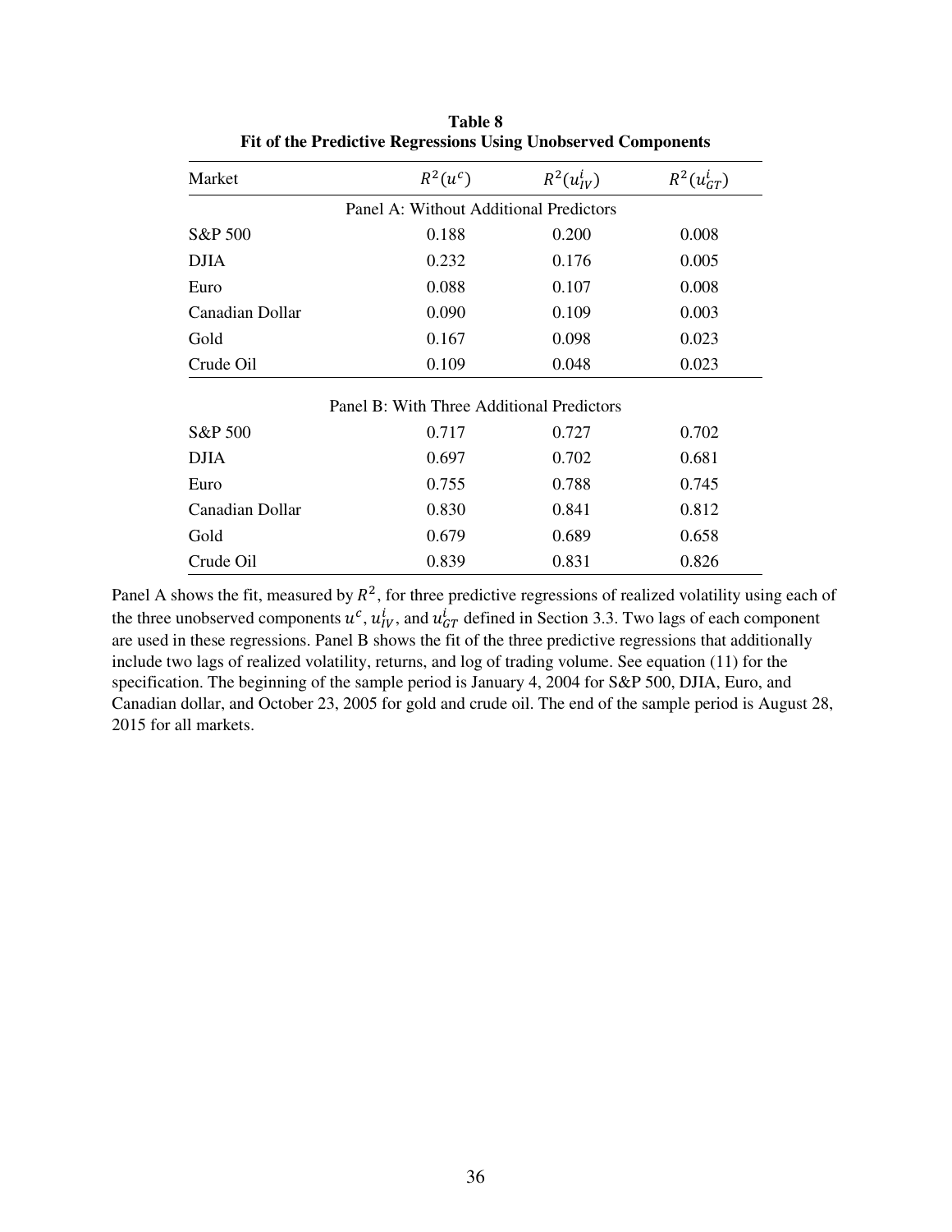**Table 8**
**Fit of the Predictive Regressions Using Unobserved Components**

| Market | $R^2(u^c)$ | $R^2(u^i_{IV})$ | $R^2(u^i_{GT})$ |
|---|---|---|---|
| Panel A: Without Additional Predictors | | | |
| S&P 500 | 0.188 | 0.200 | 0.008 |
| DJIA | 0.232 | 0.176 | 0.005 |
| Euro | 0.088 | 0.107 | 0.008 |
| Canadian Dollar | 0.090 | 0.109 | 0.003 |
| Gold | 0.167 | 0.098 | 0.023 |
| Crude Oil | 0.109 | 0.048 | 0.023 |
| Panel B: With Three Additional Predictors | | | |
| S&P 500 | 0.717 | 0.727 | 0.702 |
| DJIA | 0.697 | 0.702 | 0.681 |
| Euro | 0.755 | 0.788 | 0.745 |
| Canadian Dollar | 0.830 | 0.841 | 0.812 |
| Gold | 0.679 | 0.689 | 0.658 |
| Crude Oil | 0.839 | 0.831 | 0.826 |

Panel A shows the fit, measured by $R^2$, for three predictive regressions of realized volatility using each of the three unobserved components $u^c$, $u^i_{IV}$, and $u^i_{GT}$ defined in Section 3.3. Two lags of each component are used in these regressions. Panel B shows the fit of the three predictive regressions that additionally include two lags of realized volatility, returns, and log of trading volume. See equation (11) for the specification. The beginning of the sample period is January 4, 2004 for S&P 500, DJIA, Euro, and Canadian dollar, and October 23, 2005 for gold and crude oil. The end of the sample period is August 28, 2015 for all markets.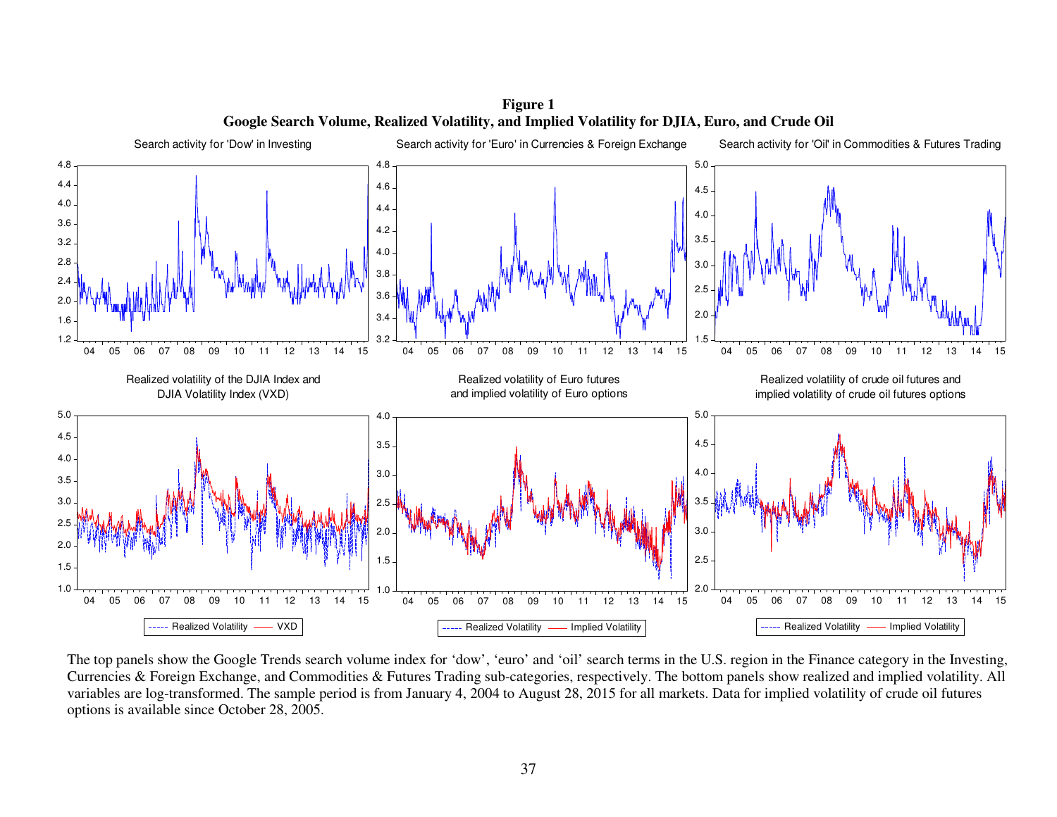**Figure 1**
**Google Search Volume, Realized Volatility, and Implied Volatility for DJIA, Euro, and Crude Oil**

The top panels show the Google Trends search volume index for ‘dow’, ‘euro’ and ‘oil’ search terms in the U.S. region in the Finance category in the Investing, Currencies & Foreign Exchange, and Commodities & Futures Trading sub-categories, respectively. The bottom panels show realized and implied volatility. All variables are log-transformed. The sample period is from January 4, 2004 to August 28, 2015 for all markets. Data for implied volatility of crude oil futures options is available since October 28, 2005.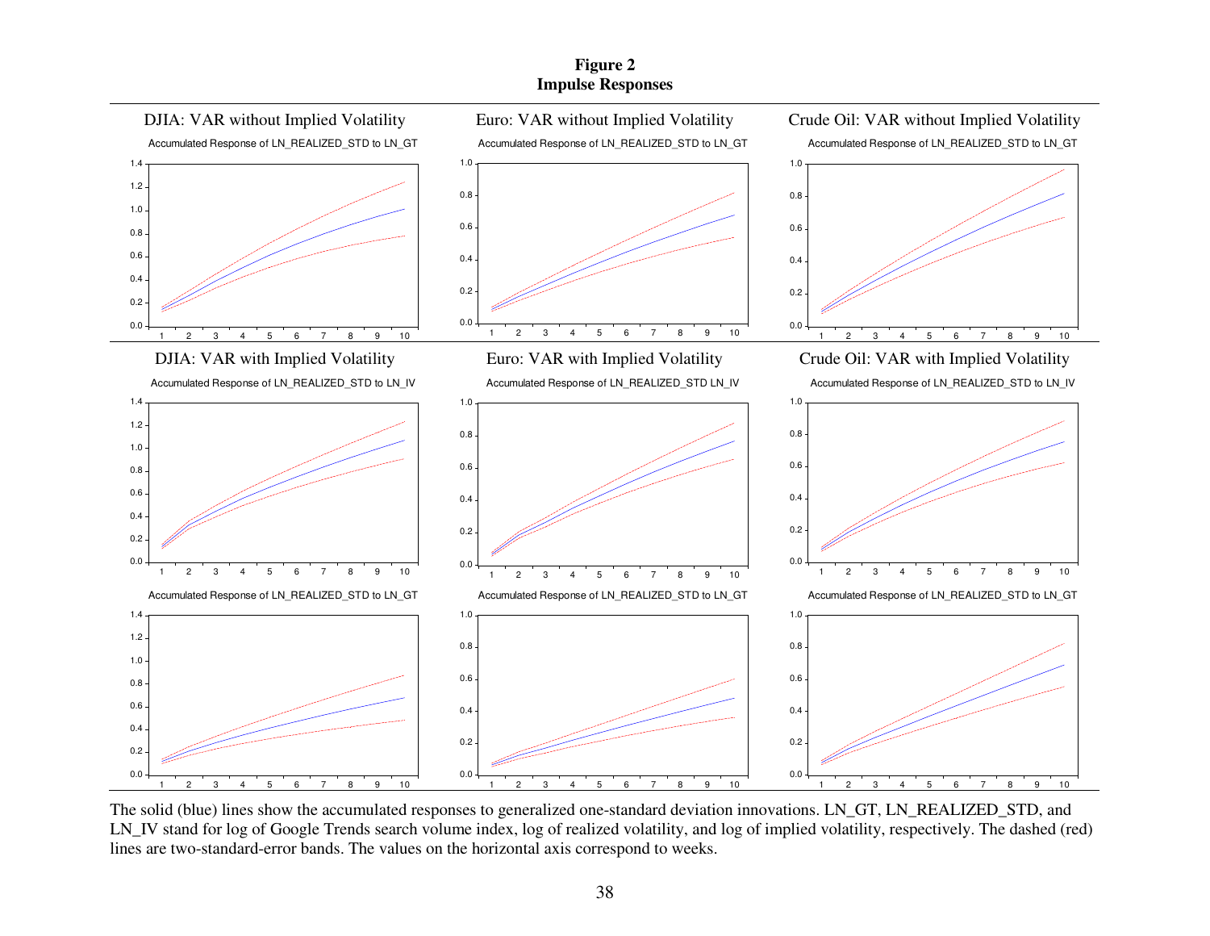**Figure 2**
**Impulse Responses**

DJIA: VAR without Implied Volatility

Accumulated Response of LN_REALIZED_STD to LN_GT

Euro: VAR without Implied Volatility

Accumulated Response of LN_REALIZED_STD to LN_GT

Crude Oil: VAR without Implied Volatility

Accumulated Response of LN_REALIZED_STD to LN_GT

DJIA: VAR with Implied Volatility

Accumulated Response of LN_REALIZED_STD to LN_IV

Euro: VAR with Implied Volatility

Accumulated Response of LN_REALIZED_STD LN_IV

Crude Oil: VAR with Implied Volatility

Accumulated Response of LN_REALIZED_STD to LN_IV

Accumulated Response of LN_REALIZED_STD to LN_GT

Accumulated Response of LN_REALIZED_STD to LN_GT

Accumulated Response of LN_REALIZED_STD to LN_GT

The solid (blue) lines show the accumulated responses to generalized one-standard deviation innovations. LN_GT, LN_REALIZED_STD, and LN_IV stand for log of Google Trends search volume index, log of realized volatility, and log of implied volatility, respectively. The dashed (red) lines are two-standard-error bands. The values on the horizontal axis correspond to weeks.